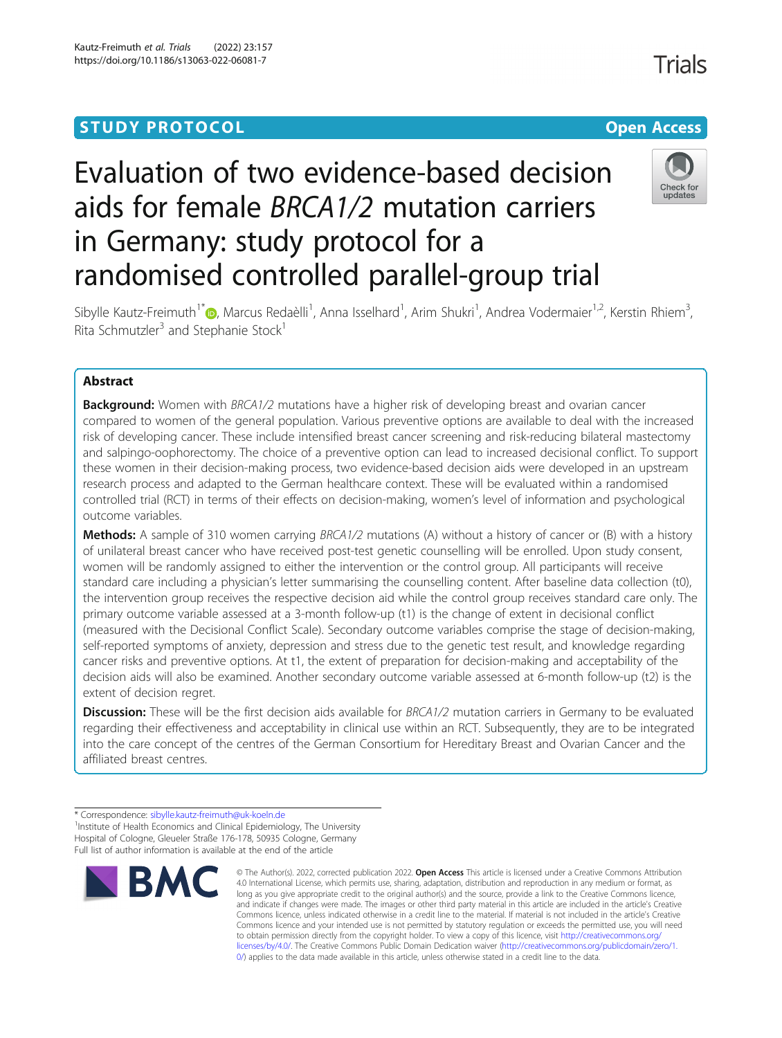STUDY PROTOCOL

Open Access

# Evaluation of two evidence-based decision aids for female *BRCA1/2* mutation carriers in Germany: study protocol for a randomised controlled parallel-group trial

Sibylle Kautz-Freimuth[1*], Marcus Redaèlli[1], Anna Isselhard[1], Arim Shukri[1], Andrea Vodermaier[1,2], Kerstin Rhiem[3], Rita Schmutzler[3] and Stephanie Stock[1]

## Abstract

**Background:** Women with *BRCA1/2* mutations have a higher risk of developing breast and ovarian cancer compared to women of the general population. Various preventive options are available to deal with the increased risk of developing cancer. These include intensified breast cancer screening and risk-reducing bilateral mastectomy and salpingo-oophorectomy. The choice of a preventive option can lead to increased decisional conflict. To support these women in their decision-making process, two evidence-based decision aids were developed in an upstream research process and adapted to the German healthcare context. These will be evaluated within a randomised controlled trial (RCT) in terms of their effects on decision-making, women's level of information and psychological outcome variables.

**Methods:** A sample of 310 women carrying *BRCA1/2* mutations (A) without a history of cancer or (B) with a history of unilateral breast cancer who have received post-test genetic counselling will be enrolled. Upon study consent, women will be randomly assigned to either the intervention or the control group. All participants will receive standard care including a physician's letter summarising the counselling content. After baseline data collection (t0), the intervention group receives the respective decision aid while the control group receives standard care only. The primary outcome variable assessed at a 3-month follow-up (t1) is the change of extent in decisional conflict (measured with the Decisional Conflict Scale). Secondary outcome variables comprise the stage of decision-making, self-reported symptoms of anxiety, depression and stress due to the genetic test result, and knowledge regarding cancer risks and preventive options. At t1, the extent of preparation for decision-making and acceptability of the decision aids will also be examined. Another secondary outcome variable assessed at 6-month follow-up (t2) is the extent of decision regret.

**Discussion:** These will be the first decision aids available for *BRCA1/2* mutation carriers in Germany to be evaluated regarding their effectiveness and acceptability in clinical use within an RCT. Subsequently, they are to be integrated into the care concept of the centres of the German Consortium for Hereditary Breast and Ovarian Cancer and the affiliated breast centres.

* Correspondence: sibylle.kautz-freimuth@uk-koeln.de
[1]Institute of Health Economics and Clinical Epidemiology, The University Hospital of Cologne, Gleueler Straße 176-178, 50935 Cologne, Germany
Full list of author information is available at the end of the article

© The Author(s). 2022, corrected publication 2022. **Open Access** This article is licensed under a Creative Commons Attribution 4.0 International License, which permits use, sharing, adaptation, distribution and reproduction in any medium or format, as long as you give appropriate credit to the original author(s) and the source, provide a link to the Creative Commons licence, and indicate if changes were made. The images or other third party material in this article are included in the article's Creative Commons licence, unless indicated otherwise in a credit line to the material. If material is not included in the article's Creative Commons licence and your intended use is not permitted by statutory regulation or exceeds the permitted use, you will need to obtain permission directly from the copyright holder. To view a copy of this licence, visit http://creativecommons.org/licenses/by/4.0/. The Creative Commons Public Domain Dedication waiver (http://creativecommons.org/publicdomain/zero/1.0/) applies to the data made available in this article, unless otherwise stated in a credit line to the data.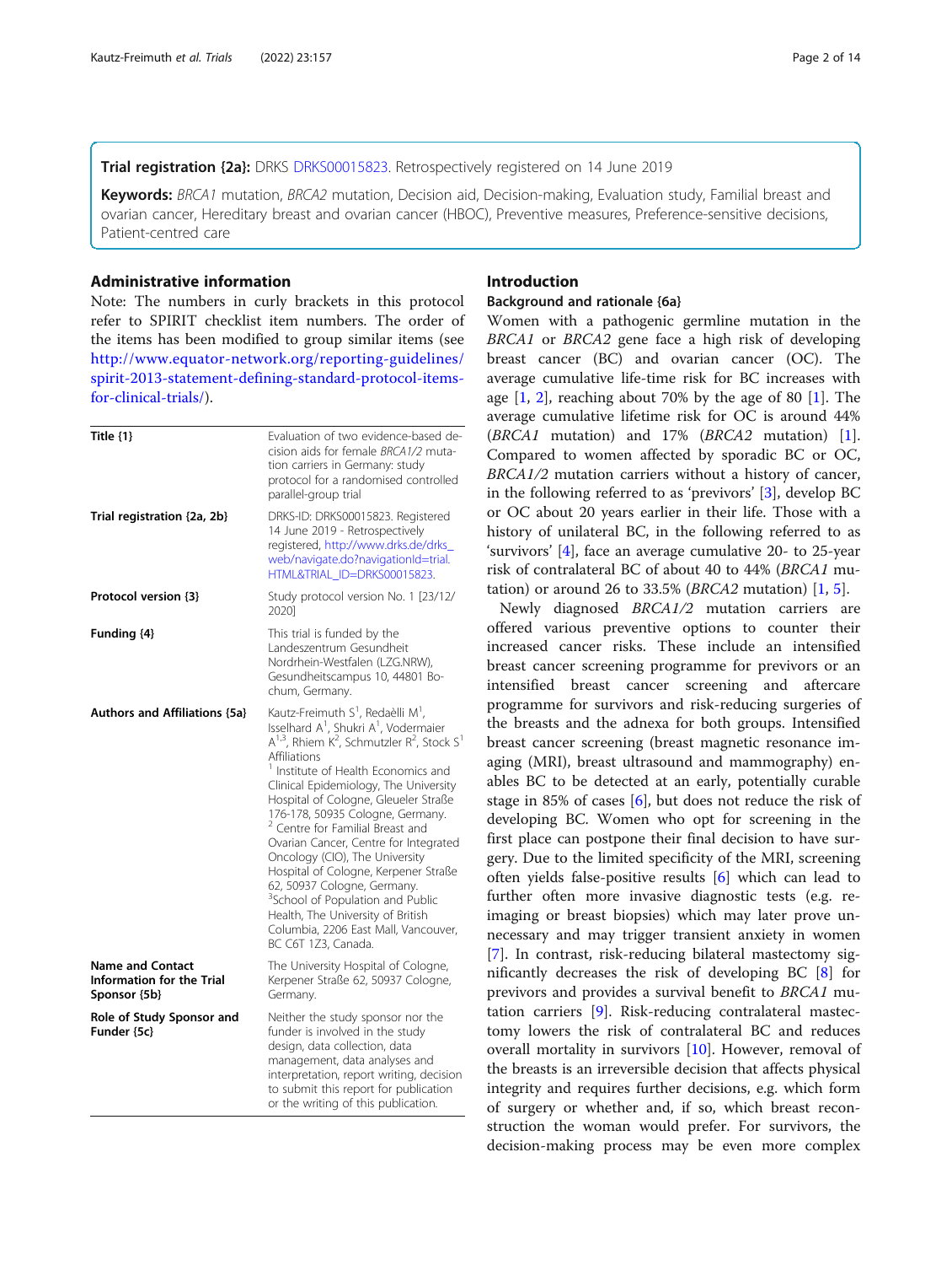**Trial registration {2a}:** DRKS DRKS00015823. Retrospectively registered on 14 June 2019

**Keywords:** *BRCA1* mutation, *BRCA2* mutation, Decision aid, Decision-making, Evaluation study, Familial breast and ovarian cancer, Hereditary breast and ovarian cancer (HBOC), Preventive measures, Preference-sensitive decisions, Patient-centred care

## Administrative information

Note: The numbers in curly brackets in this protocol refer to SPIRIT checklist item numbers. The order of the items has been modified to group similar items (see http://www.equator-network.org/reporting-guidelines/spirit-2013-statement-defining-standard-protocol-items-for-clinical-trials/).

| | |
|---|---|
| **Title {1}** | Evaluation of two evidence-based decision aids for female *BRCA1/2* mutation carriers in Germany: study protocol for a randomised controlled parallel-group trial |
| **Trial registration {2a, 2b}** | DRKS-ID: DRKS00015823. Registered 14 June 2019 - Retrospectively registered, http://www.drks.de/drks_web/navigate.do?navigationId=trial.HTML&TRIAL_ID=DRKS00015823. |
| **Protocol version {3}** | Study protocol version No. 1 [23/12/2020] |
| **Funding {4}** | This trial is funded by the Landeszentrum Gesundheit Nordrhein-Westfalen (LZG.NRW), Gesundheitscampus 10, 44801 Bochum, Germany. |
| **Authors and Affiliations {5a}** | Kautz-Freimuth S[1], Redaèlli M[1], Isselhard A[1], Shukri A[1], Vodermaier A[1,3], Rhiem K[2], Schmutzler R[2], Stock S[1] Affiliations [1] Institute of Health Economics and Clinical Epidemiology, The University Hospital of Cologne, Gleueler Straße 176-178, 50935 Cologne, Germany. [2] Centre for Familial Breast and Ovarian Cancer, Centre for Integrated Oncology (CIO), The University Hospital of Cologne, Kerpener Straße 62, 50937 Cologne, Germany. [3]School of Population and Public Health, The University of British Columbia, 2206 East Mall, Vancouver, BC C6T 1Z3, Canada. |
| **Name and Contact Information for the Trial Sponsor {5b}** | The University Hospital of Cologne, Kerpener Straße 62, 50937 Cologne, Germany. |
| **Role of Study Sponsor and Funder {5c}** | Neither the study sponsor nor the funder is involved in the study design, data collection, data management, data analyses and interpretation, report writing, decision to submit this report for publication or the writing of this publication. |

## Introduction

### Background and rationale {6a}

Women with a pathogenic germline mutation in the *BRCA1* or *BRCA2* gene face a high risk of developing breast cancer (BC) and ovarian cancer (OC). The average cumulative life-time risk for BC increases with age [1, 2], reaching about 70% by the age of 80 [1]. The average cumulative lifetime risk for OC is around 44% (*BRCA1* mutation) and 17% (*BRCA2* mutation) [1]. Compared to women affected by sporadic BC or OC, *BRCA1/2* mutation carriers without a history of cancer, in the following referred to as 'previvors' [3], develop BC or OC about 20 years earlier in their life. Those with a history of unilateral BC, in the following referred to as 'survivors' [4], face an average cumulative 20- to 25-year risk of contralateral BC of about 40 to 44% (*BRCA1* mutation) or around 26 to 33.5% (*BRCA2* mutation) [1, 5].

Newly diagnosed *BRCA1/2* mutation carriers are offered various preventive options to counter their increased cancer risks. These include an intensified breast cancer screening programme for previvors or an intensified breast cancer screening and aftercare programme for survivors and risk-reducing surgeries of the breasts and the adnexa for both groups. Intensified breast cancer screening (breast magnetic resonance imaging (MRI), breast ultrasound and mammography) enables BC to be detected at an early, potentially curable stage in 85% of cases [6], but does not reduce the risk of developing BC. Women who opt for screening in the first place can postpone their final decision to have surgery. Due to the limited specificity of the MRI, screening often yields false-positive results [6] which can lead to further often more invasive diagnostic tests (e.g. re-imaging or breast biopsies) which may later prove unnecessary and may trigger transient anxiety in women [7]. In contrast, risk-reducing bilateral mastectomy significantly decreases the risk of developing BC [8] for previvors and provides a survival benefit to *BRCA1* mutation carriers [9]. Risk-reducing contralateral mastectomy lowers the risk of contralateral BC and reduces overall mortality in survivors [10]. However, removal of the breasts is an irreversible decision that affects physical integrity and requires further decisions, e.g. which form of surgery or whether and, if so, which breast reconstruction the woman would prefer. For survivors, the decision-making process may be even more complex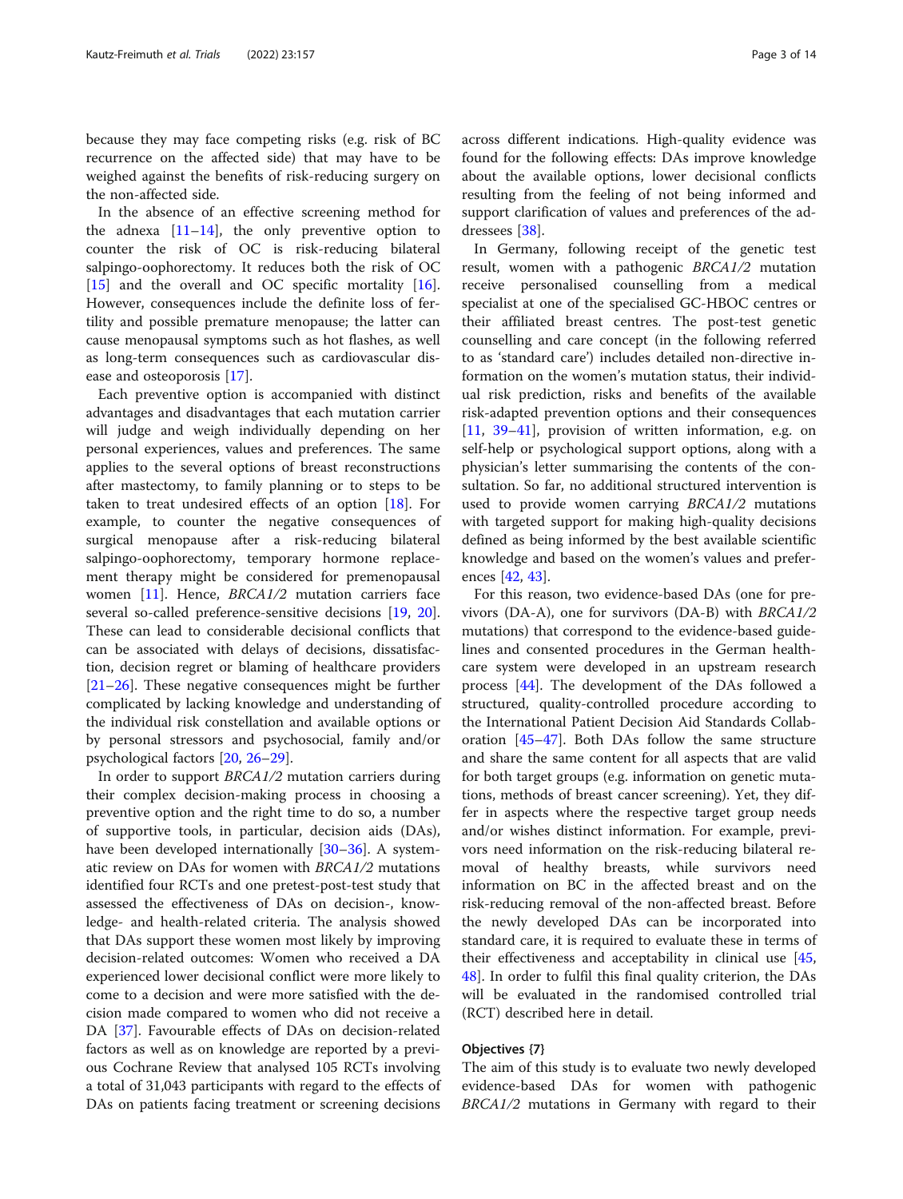because they may face competing risks (e.g. risk of BC recurrence on the affected side) that may have to be weighed against the benefits of risk-reducing surgery on the non-affected side.

In the absence of an effective screening method for the adnexa [11–14], the only preventive option to counter the risk of OC is risk-reducing bilateral salpingo-oophorectomy. It reduces both the risk of OC [15] and the overall and OC specific mortality [16]. However, consequences include the definite loss of fertility and possible premature menopause; the latter can cause menopausal symptoms such as hot flashes, as well as long-term consequences such as cardiovascular disease and osteoporosis [17].

Each preventive option is accompanied with distinct advantages and disadvantages that each mutation carrier will judge and weigh individually depending on her personal experiences, values and preferences. The same applies to the several options of breast reconstructions after mastectomy, to family planning or to steps to be taken to treat undesired effects of an option [18]. For example, to counter the negative consequences of surgical menopause after a risk-reducing bilateral salpingo-oophorectomy, temporary hormone replacement therapy might be considered for premenopausal women [11]. Hence, *BRCA1/2* mutation carriers face several so-called preference-sensitive decisions [19, 20]. These can lead to considerable decisional conflicts that can be associated with delays of decisions, dissatisfaction, decision regret or blaming of healthcare providers [21–26]. These negative consequences might be further complicated by lacking knowledge and understanding of the individual risk constellation and available options or by personal stressors and psychosocial, family and/or psychological factors [20, 26–29].

In order to support *BRCA1/2* mutation carriers during their complex decision-making process in choosing a preventive option and the right time to do so, a number of supportive tools, in particular, decision aids (DAs), have been developed internationally [30–36]. A systematic review on DAs for women with *BRCA1/2* mutations identified four RCTs and one pretest-post-test study that assessed the effectiveness of DAs on decision-, knowledge- and health-related criteria. The analysis showed that DAs support these women most likely by improving decision-related outcomes: Women who received a DA experienced lower decisional conflict were more likely to come to a decision and were more satisfied with the decision made compared to women who did not receive a DA [37]. Favourable effects of DAs on decision-related factors as well as on knowledge are reported by a previous Cochrane Review that analysed 105 RCTs involving a total of 31,043 participants with regard to the effects of DAs on patients facing treatment or screening decisions across different indications. High-quality evidence was found for the following effects: DAs improve knowledge about the available options, lower decisional conflicts resulting from the feeling of not being informed and support clarification of values and preferences of the addressees [38].

In Germany, following receipt of the genetic test result, women with a pathogenic *BRCA1/2* mutation receive personalised counselling from a medical specialist at one of the specialised GC-HBOC centres or their affiliated breast centres. The post-test genetic counselling and care concept (in the following referred to as 'standard care') includes detailed non-directive information on the women's mutation status, their individual risk prediction, risks and benefits of the available risk-adapted prevention options and their consequences [11, 39–41], provision of written information, e.g. on self-help or psychological support options, along with a physician's letter summarising the contents of the consultation. So far, no additional structured intervention is used to provide women carrying *BRCA1/2* mutations with targeted support for making high-quality decisions defined as being informed by the best available scientific knowledge and based on the women's values and preferences [42, 43].

For this reason, two evidence-based DAs (one for previvors (DA-A), one for survivors (DA-B) with *BRCA1/2* mutations) that correspond to the evidence-based guidelines and consented procedures in the German healthcare system were developed in an upstream research process [44]. The development of the DAs followed a structured, quality-controlled procedure according to the International Patient Decision Aid Standards Collaboration [45–47]. Both DAs follow the same structure and share the same content for all aspects that are valid for both target groups (e.g. information on genetic mutations, methods of breast cancer screening). Yet, they differ in aspects where the respective target group needs and/or wishes distinct information. For example, previvors need information on the risk-reducing bilateral removal of healthy breasts, while survivors need information on BC in the affected breast and on the risk-reducing removal of the non-affected breast. Before the newly developed DAs can be incorporated into standard care, it is required to evaluate these in terms of their effectiveness and acceptability in clinical use [45, 48]. In order to fulfil this final quality criterion, the DAs will be evaluated in the randomised controlled trial (RCT) described here in detail.

## Objectives {7}

The aim of this study is to evaluate two newly developed evidence-based DAs for women with pathogenic *BRCA1/2* mutations in Germany with regard to their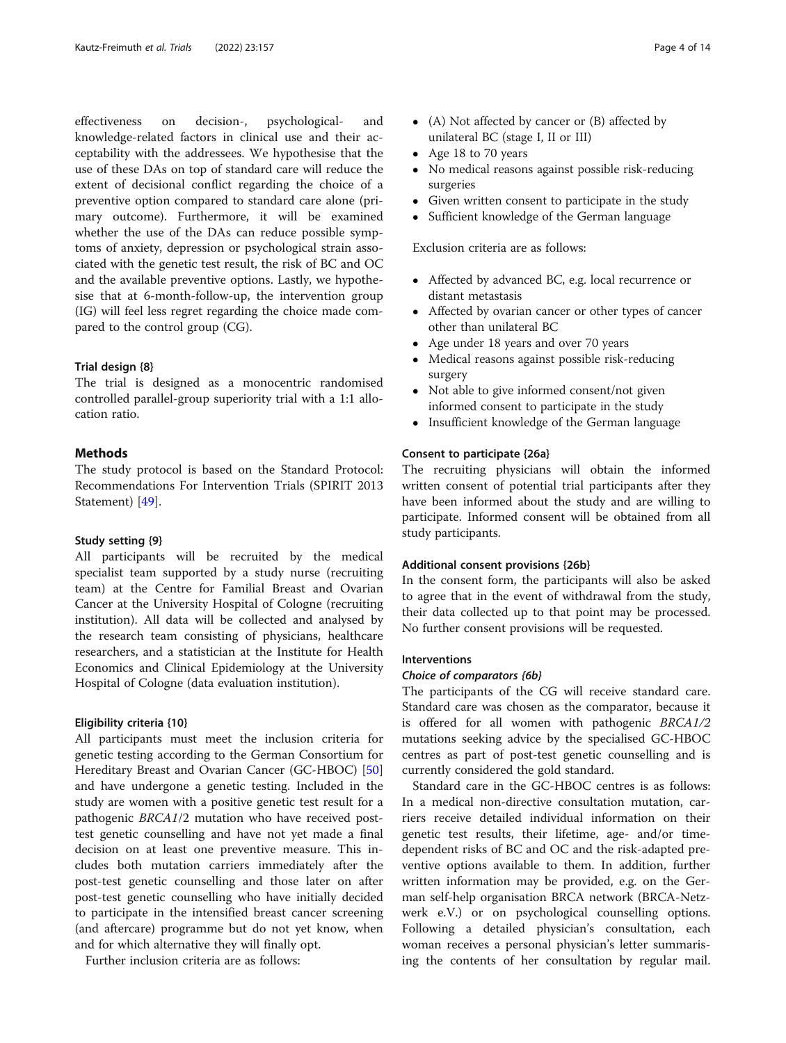effectiveness on decision-, psychological- and knowledge-related factors in clinical use and their acceptability with the addressees. We hypothesise that the use of these DAs on top of standard care will reduce the extent of decisional conflict regarding the choice of a preventive option compared to standard care alone (primary outcome). Furthermore, it will be examined whether the use of the DAs can reduce possible symptoms of anxiety, depression or psychological strain associated with the genetic test result, the risk of BC and OC and the available preventive options. Lastly, we hypothesise that at 6-month-follow-up, the intervention group (IG) will feel less regret regarding the choice made compared to the control group (CG).

### Trial design {8}

The trial is designed as a monocentric randomised controlled parallel-group superiority trial with a 1:1 allocation ratio.

## Methods

The study protocol is based on the Standard Protocol: Recommendations For Intervention Trials (SPIRIT 2013 Statement) [49].

### Study setting {9}

All participants will be recruited by the medical specialist team supported by a study nurse (recruiting team) at the Centre for Familial Breast and Ovarian Cancer at the University Hospital of Cologne (recruiting institution). All data will be collected and analysed by the research team consisting of physicians, healthcare researchers, and a statistician at the Institute for Health Economics and Clinical Epidemiology at the University Hospital of Cologne (data evaluation institution).

### Eligibility criteria {10}

All participants must meet the inclusion criteria for genetic testing according to the German Consortium for Hereditary Breast and Ovarian Cancer (GC-HBOC) [50] and have undergone a genetic testing. Included in the study are women with a positive genetic test result for a pathogenic *BRCA1*/2 mutation who have received post-test genetic counselling and have not yet made a final decision on at least one preventive measure. This includes both mutation carriers immediately after the post-test genetic counselling and those later on after post-test genetic counselling who have initially decided to participate in the intensified breast cancer screening (and aftercare) programme but do not yet know, when and for which alternative they will finally opt.

Further inclusion criteria are as follows:

- (A) Not affected by cancer or (B) affected by unilateral BC (stage I, II or III)
- Age 18 to 70 years
- No medical reasons against possible risk-reducing surgeries
- Given written consent to participate in the study
- Sufficient knowledge of the German language

Exclusion criteria are as follows:

- Affected by advanced BC, e.g. local recurrence or distant metastasis
- Affected by ovarian cancer or other types of cancer other than unilateral BC
- Age under 18 years and over 70 years
- Medical reasons against possible risk-reducing surgery
- Not able to give informed consent/not given informed consent to participate in the study
- Insufficient knowledge of the German language

### Consent to participate {26a}

The recruiting physicians will obtain the informed written consent of potential trial participants after they have been informed about the study and are willing to participate. Informed consent will be obtained from all study participants.

### Additional consent provisions {26b}

In the consent form, the participants will also be asked to agree that in the event of withdrawal from the study, their data collected up to that point may be processed. No further consent provisions will be requested.

### Interventions

#### *Choice of comparators {6b}*

The participants of the CG will receive standard care. Standard care was chosen as the comparator, because it is offered for all women with pathogenic *BRCA1/2* mutations seeking advice by the specialised GC-HBOC centres as part of post-test genetic counselling and is currently considered the gold standard.

Standard care in the GC-HBOC centres is as follows: In a medical non-directive consultation mutation, carriers receive detailed individual information on their genetic test results, their lifetime, age- and/or time-dependent risks of BC and OC and the risk-adapted preventive options available to them. In addition, further written information may be provided, e.g. on the German self-help organisation BRCA network (BRCA-Netzwerk e.V.) or on psychological counselling options. Following a detailed physician's consultation, each woman receives a personal physician's letter summarising the contents of her consultation by regular mail.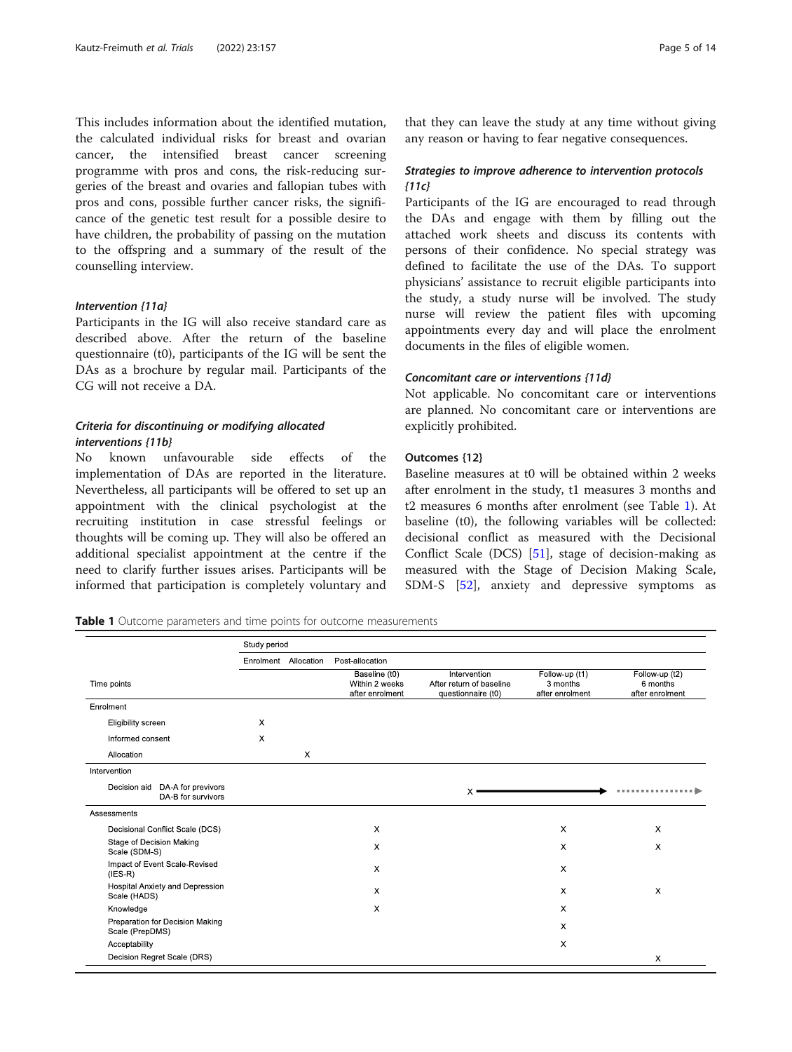This includes information about the identified mutation, the calculated individual risks for breast and ovarian cancer, the intensified breast cancer screening programme with pros and cons, the risk-reducing surgeries of the breast and ovaries and fallopian tubes with pros and cons, possible further cancer risks, the significance of the genetic test result for a possible desire to have children, the probability of passing on the mutation to the offspring and a summary of the result of the counselling interview.

#### *Intervention {11a}*

Participants in the IG will also receive standard care as described above. After the return of the baseline questionnaire (t0), participants of the IG will be sent the DAs as a brochure by regular mail. Participants of the CG will not receive a DA.

#### *Criteria for discontinuing or modifying allocated interventions {11b}*

No known unfavourable side effects of the implementation of DAs are reported in the literature. Nevertheless, all participants will be offered to set up an appointment with the clinical psychologist at the recruiting institution in case stressful feelings or thoughts will be coming up. They will also be offered an additional specialist appointment at the centre if the need to clarify further issues arises. Participants will be informed that participation is completely voluntary and that they can leave the study at any time without giving any reason or having to fear negative consequences.

#### *Strategies to improve adherence to intervention protocols {11c}*

Participants of the IG are encouraged to read through the DAs and engage with them by filling out the attached work sheets and discuss its contents with persons of their confidence. No special strategy was defined to facilitate the use of the DAs. To support physicians' assistance to recruit eligible participants into the study, a study nurse will be involved. The study nurse will review the patient files with upcoming appointments every day and will place the enrolment documents in the files of eligible women.

#### *Concomitant care or interventions {11d}*

Not applicable. No concomitant care or interventions are planned. No concomitant care or interventions are explicitly prohibited.

### Outcomes {12}

Baseline measures at t0 will be obtained within 2 weeks after enrolment in the study, t1 measures 3 months and t2 measures 6 months after enrolment (see Table 1). At baseline (t0), the following variables will be collected: decisional conflict as measured with the Decisional Conflict Scale (DCS) [51], stage of decision-making as measured with the Stage of Decision Making Scale, SDM-S [52], anxiety and depressive symptoms as

**Table 1** Outcome parameters and time points for outcome measurements

| | Study period | | | | | |
|---|---|---|---|---|---|---|
| | Enrolment | Allocation | Post-allocation | | | |
| Time points | | | Baseline (t0) Within 2 weeks after enrolment | Intervention After return of baseline questionnaire (t0) | Follow-up (t1) 3 months after enrolment | Follow-up (t2) 6 months after enrolment |
| **Enrolment** | | | | | | |
| Eligibility screen | X | | | | | |
| Informed consent | X | | | | | |
| Allocation | | X | | | | |
| **Intervention** | | | | | | |
| Decision aid: DA-A for previvors, DA-B for survivors | | | | X ⟶ | ⟶ | ⋯⋯▶ |
| **Assessments** | | | | | | |
| Decisional Conflict Scale (DCS) | | | X | | X | X |
| Stage of Decision Making Scale (SDM-S) | | | X | | X | X |
| Impact of Event Scale-Revised (IES-R) | | | X | | X | |
| Hospital Anxiety and Depression Scale (HADS) | | | X | | X | X |
| Knowledge | | | X | | X | |
| Preparation for Decision Making Scale (PrepDMS) | | | | | X | |
| Acceptability | | | | | X | |
| Decision Regret Scale (DRS) | | | | | | X |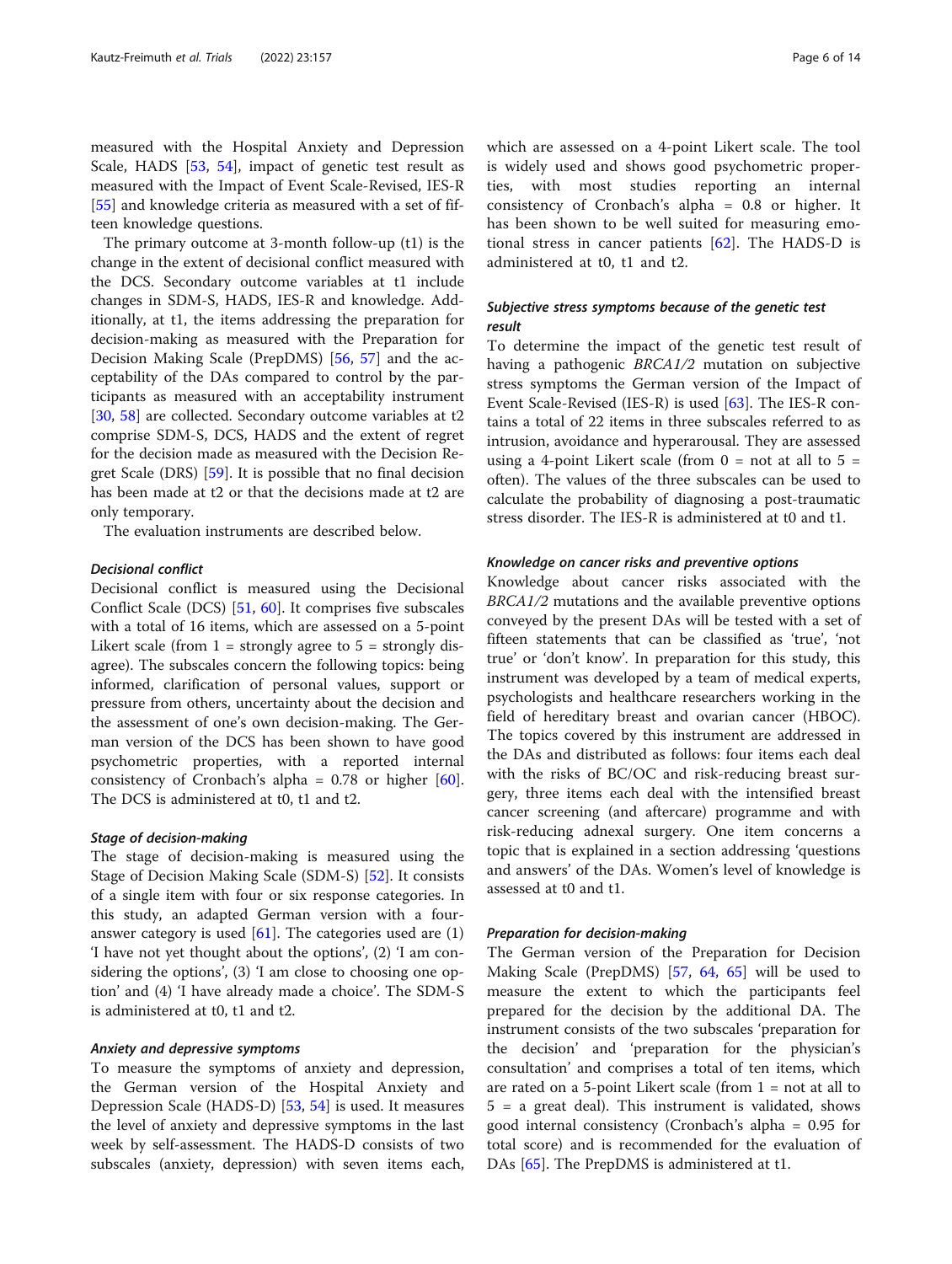measured with the Hospital Anxiety and Depression Scale, HADS [53, 54], impact of genetic test result as measured with the Impact of Event Scale-Revised, IES-R [55] and knowledge criteria as measured with a set of fifteen knowledge questions.

The primary outcome at 3-month follow-up (t1) is the change in the extent of decisional conflict measured with the DCS. Secondary outcome variables at t1 include changes in SDM-S, HADS, IES-R and knowledge. Additionally, at t1, the items addressing the preparation for decision-making as measured with the Preparation for Decision Making Scale (PrepDMS) [56, 57] and the acceptability of the DAs compared to control by the participants as measured with an acceptability instrument [30, 58] are collected. Secondary outcome variables at t2 comprise SDM-S, DCS, HADS and the extent of regret for the decision made as measured with the Decision Regret Scale (DRS) [59]. It is possible that no final decision has been made at t2 or that the decisions made at t2 are only temporary.

The evaluation instruments are described below.

#### *Decisional conflict*

Decisional conflict is measured using the Decisional Conflict Scale (DCS) [51, 60]. It comprises five subscales with a total of 16 items, which are assessed on a 5-point Likert scale (from 1 = strongly agree to 5 = strongly disagree). The subscales concern the following topics: being informed, clarification of personal values, support or pressure from others, uncertainty about the decision and the assessment of one's own decision-making. The German version of the DCS has been shown to have good psychometric properties, with a reported internal consistency of Cronbach's alpha = 0.78 or higher [60]. The DCS is administered at t0, t1 and t2.

#### *Stage of decision-making*

The stage of decision-making is measured using the Stage of Decision Making Scale (SDM-S) [52]. It consists of a single item with four or six response categories. In this study, an adapted German version with a four-answer category is used [61]. The categories used are (1) 'I have not yet thought about the options', (2) 'I am considering the options', (3) 'I am close to choosing one option' and (4) 'I have already made a choice'. The SDM-S is administered at t0, t1 and t2.

#### *Anxiety and depressive symptoms*

To measure the symptoms of anxiety and depression, the German version of the Hospital Anxiety and Depression Scale (HADS-D) [53, 54] is used. It measures the level of anxiety and depressive symptoms in the last week by self-assessment. The HADS-D consists of two subscales (anxiety, depression) with seven items each, which are assessed on a 4-point Likert scale. The tool is widely used and shows good psychometric properties, with most studies reporting an internal consistency of Cronbach's alpha = 0.8 or higher. It has been shown to be well suited for measuring emotional stress in cancer patients [62]. The HADS-D is administered at t0, t1 and t2.

#### *Subjective stress symptoms because of the genetic test result*

To determine the impact of the genetic test result of having a pathogenic *BRCA1/2* mutation on subjective stress symptoms the German version of the Impact of Event Scale-Revised (IES-R) is used [63]. The IES-R contains a total of 22 items in three subscales referred to as intrusion, avoidance and hyperarousal. They are assessed using a 4-point Likert scale (from 0 = not at all to 5 = often). The values of the three subscales can be used to calculate the probability of diagnosing a post-traumatic stress disorder. The IES-R is administered at t0 and t1.

#### *Knowledge on cancer risks and preventive options*

Knowledge about cancer risks associated with the *BRCA1/2* mutations and the available preventive options conveyed by the present DAs will be tested with a set of fifteen statements that can be classified as 'true', 'not true' or 'don't know'. In preparation for this study, this instrument was developed by a team of medical experts, psychologists and healthcare researchers working in the field of hereditary breast and ovarian cancer (HBOC). The topics covered by this instrument are addressed in the DAs and distributed as follows: four items each deal with the risks of BC/OC and risk-reducing breast surgery, three items each deal with the intensified breast cancer screening (and aftercare) programme and with risk-reducing adnexal surgery. One item concerns a topic that is explained in a section addressing 'questions and answers' of the DAs. Women's level of knowledge is assessed at t0 and t1.

#### *Preparation for decision-making*

The German version of the Preparation for Decision Making Scale (PrepDMS) [57, 64, 65] will be used to measure the extent to which the participants feel prepared for the decision by the additional DA. The instrument consists of the two subscales 'preparation for the decision' and 'preparation for the physician's consultation' and comprises a total of ten items, which are rated on a 5-point Likert scale (from 1 = not at all to 5 = a great deal). This instrument is validated, shows good internal consistency (Cronbach's alpha = 0.95 for total score) and is recommended for the evaluation of DAs [65]. The PrepDMS is administered at t1.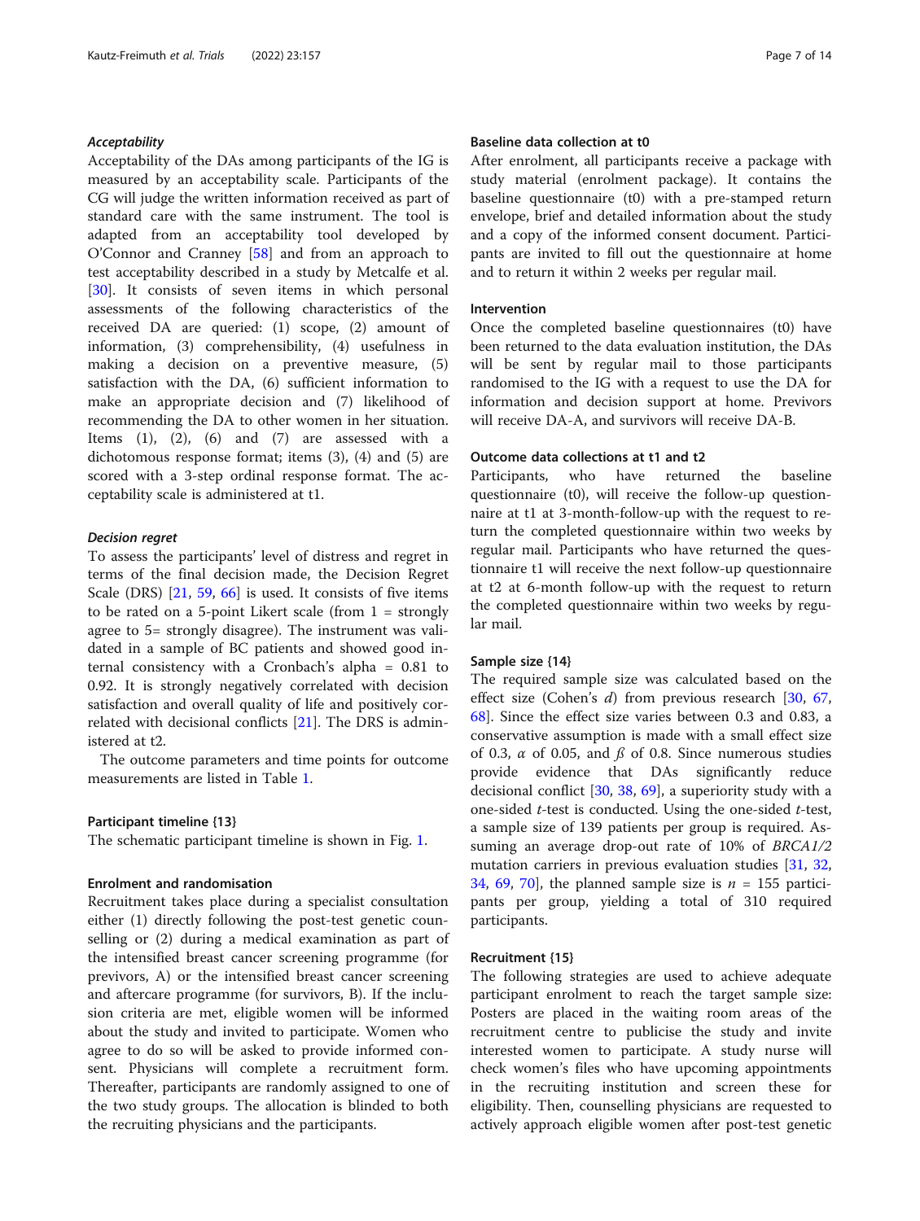#### *Acceptability*

Acceptability of the DAs among participants of the IG is measured by an acceptability scale. Participants of the CG will judge the written information received as part of standard care with the same instrument. The tool is adapted from an acceptability tool developed by O'Connor and Cranney [58] and from an approach to test acceptability described in a study by Metcalfe et al. [30]. It consists of seven items in which personal assessments of the following characteristics of the received DA are queried: (1) scope, (2) amount of information, (3) comprehensibility, (4) usefulness in making a decision on a preventive measure, (5) satisfaction with the DA, (6) sufficient information to make an appropriate decision and (7) likelihood of recommending the DA to other women in her situation. Items (1), (2), (6) and (7) are assessed with a dichotomous response format; items (3), (4) and (5) are scored with a 3-step ordinal response format. The acceptability scale is administered at t1.

#### *Decision regret*

To assess the participants' level of distress and regret in terms of the final decision made, the Decision Regret Scale (DRS) [21, 59, 66] is used. It consists of five items to be rated on a 5-point Likert scale (from 1 = strongly agree to 5= strongly disagree). The instrument was validated in a sample of BC patients and showed good internal consistency with a Cronbach's alpha = 0.81 to 0.92. It is strongly negatively correlated with decision satisfaction and overall quality of life and positively correlated with decisional conflicts [21]. The DRS is administered at t2.

The outcome parameters and time points for outcome measurements are listed in Table 1.

### Participant timeline {13}

The schematic participant timeline is shown in Fig. 1.

### Enrolment and randomisation

Recruitment takes place during a specialist consultation either (1) directly following the post-test genetic counselling or (2) during a medical examination as part of the intensified breast cancer screening programme (for previvors, A) or the intensified breast cancer screening and aftercare programme (for survivors, B). If the inclusion criteria are met, eligible women will be informed about the study and invited to participate. Women who agree to do so will be asked to provide informed consent. Physicians will complete a recruitment form. Thereafter, participants are randomly assigned to one of the two study groups. The allocation is blinded to both the recruiting physicians and the participants.

### Baseline data collection at t0

After enrolment, all participants receive a package with study material (enrolment package). It contains the baseline questionnaire (t0) with a pre-stamped return envelope, brief and detailed information about the study and a copy of the informed consent document. Participants are invited to fill out the questionnaire at home and to return it within 2 weeks per regular mail.

### Intervention

Once the completed baseline questionnaires (t0) have been returned to the data evaluation institution, the DAs will be sent by regular mail to those participants randomised to the IG with a request to use the DA for information and decision support at home. Previvors will receive DA-A, and survivors will receive DA-B.

### Outcome data collections at t1 and t2

Participants, who have returned the baseline questionnaire (t0), will receive the follow-up questionnaire at t1 at 3-month-follow-up with the request to return the completed questionnaire within two weeks by regular mail. Participants who have returned the questionnaire t1 will receive the next follow-up questionnaire at t2 at 6-month follow-up with the request to return the completed questionnaire within two weeks by regular mail.

### Sample size {14}

The required sample size was calculated based on the effect size (Cohen's $d$) from previous research [30, 67, 68]. Since the effect size varies between 0.3 and 0.83, a conservative assumption is made with a small effect size of 0.3, $\alpha$ of 0.05, and $\beta$ of 0.8. Since numerous studies provide evidence that DAs significantly reduce decisional conflict [30, 38, 69], a superiority study with a one-sided $t$-test is conducted. Using the one-sided $t$-test, a sample size of 139 patients per group is required. Assuming an average drop-out rate of 10% of *BRCA1/2* mutation carriers in previous evaluation studies [31, 32, 34, 69, 70], the planned sample size is $n$ = 155 participants per group, yielding a total of 310 required participants.

### Recruitment {15}

The following strategies are used to achieve adequate participant enrolment to reach the target sample size: Posters are placed in the waiting room areas of the recruitment centre to publicise the study and invite interested women to participate. A study nurse will check women's files who have upcoming appointments in the recruiting institution and screen these for eligibility. Then, counselling physicians are requested to actively approach eligible women after post-test genetic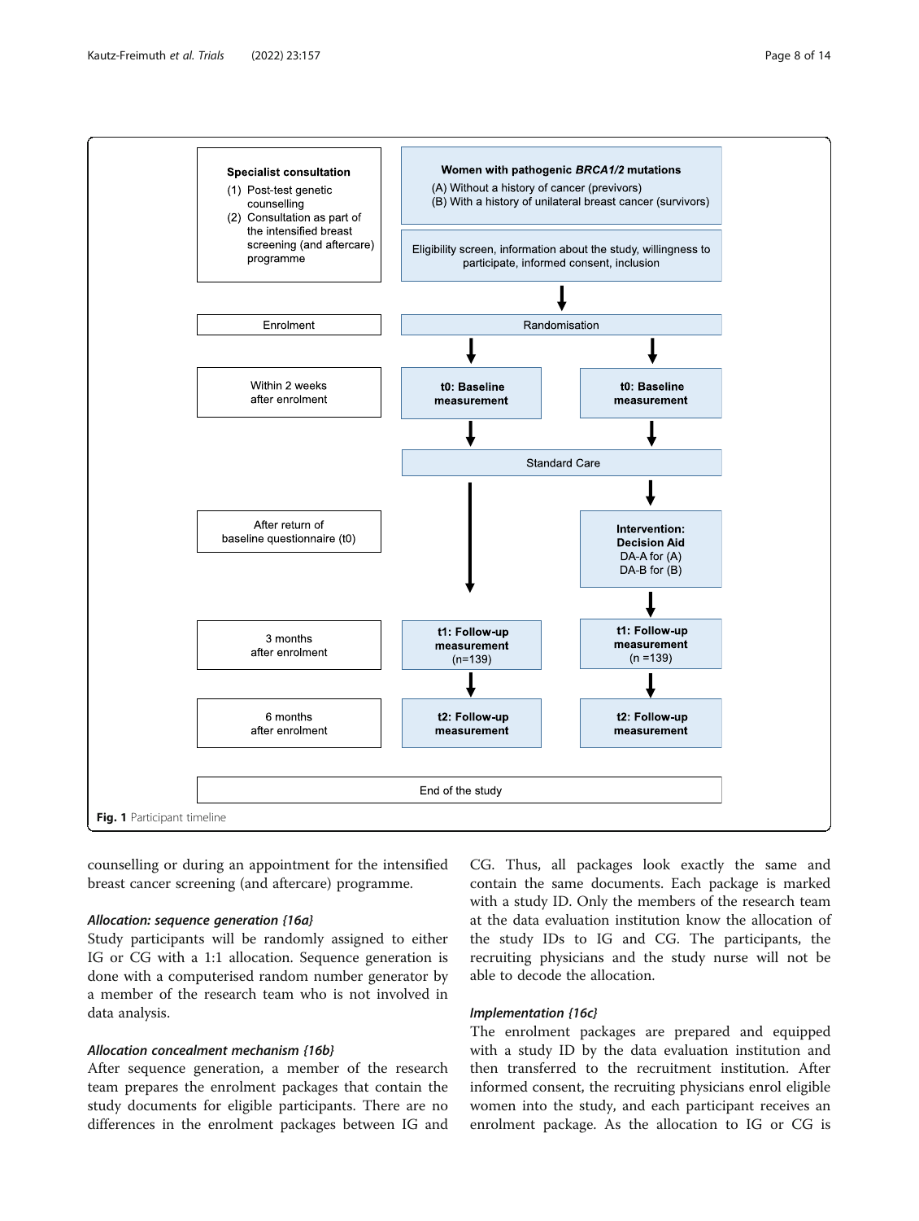| | | |
|---|---|---|
| **Specialist consultation** (1) Post-test genetic counselling (2) Consultation as part of the intensified breast screening (and aftercare) programme | **Women with pathogenic *BRCA1/2* mutations** (A) Without a history of cancer (previvors) (B) With a history of unilateral breast cancer (survivors) | |
| | Eligibility screen, information about the study, willingness to participate, informed consent, inclusion | |
| Enrolment | Randomisation | |
| Within 2 weeks after enrolment | **t0: Baseline measurement** | **t0: Baseline measurement** |
| | Standard Care | |
| After return of baseline questionnaire (t0) | | **Intervention: Decision Aid** DA-A for (A) DA-B for (B) |
| 3 months after enrolment | **t1: Follow-up measurement** (n=139) | **t1: Follow-up measurement** (n =139) |
| 6 months after enrolment | **t2: Follow-up measurement** | **t2: Follow-up measurement** |
| End of the study | | |

**Fig. 1** Participant timeline

counselling or during an appointment for the intensified breast cancer screening (and aftercare) programme.

#### *Allocation: sequence generation {16a}*

Study participants will be randomly assigned to either IG or CG with a 1:1 allocation. Sequence generation is done with a computerised random number generator by a member of the research team who is not involved in data analysis.

#### *Allocation concealment mechanism {16b}*

After sequence generation, a member of the research team prepares the enrolment packages that contain the study documents for eligible participants. There are no differences in the enrolment packages between IG and CG. Thus, all packages look exactly the same and contain the same documents. Each package is marked with a study ID. Only the members of the research team at the data evaluation institution know the allocation of the study IDs to IG and CG. The participants, the recruiting physicians and the study nurse will not be able to decode the allocation.

#### *Implementation {16c}*

The enrolment packages are prepared and equipped with a study ID by the data evaluation institution and then transferred to the recruitment institution. After informed consent, the recruiting physicians enrol eligible women into the study, and each participant receives an enrolment package. As the allocation to IG or CG is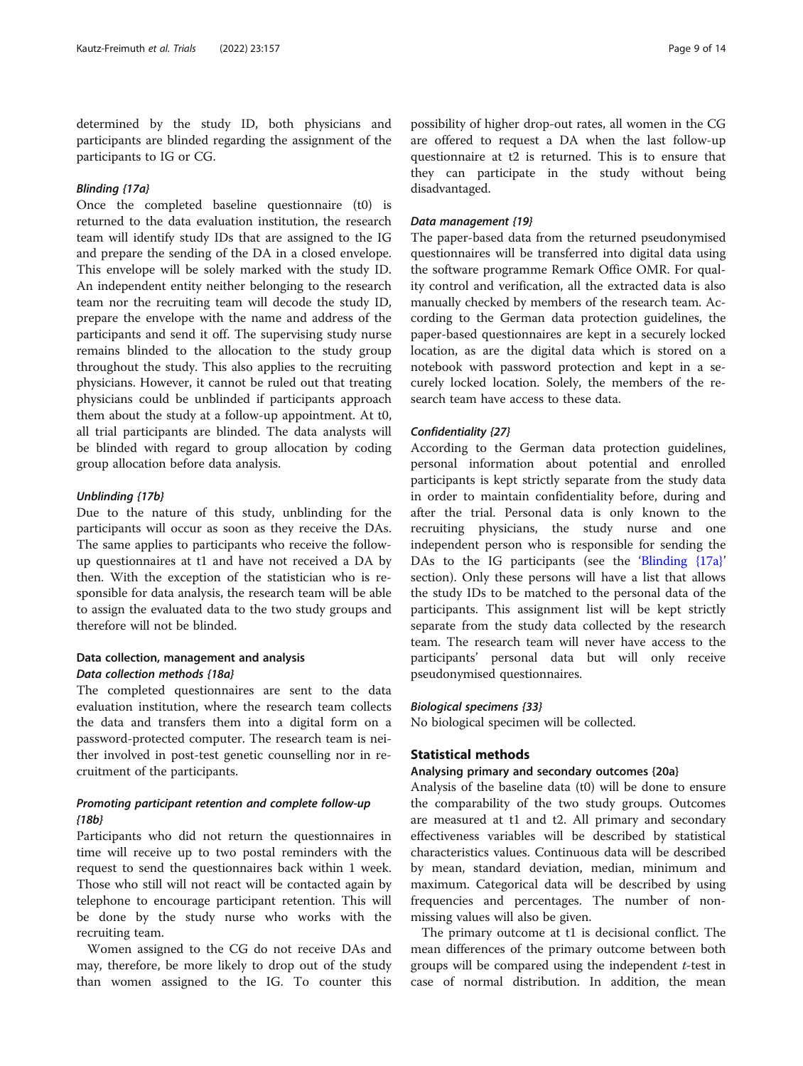determined by the study ID, both physicians and participants are blinded regarding the assignment of the participants to IG or CG.

#### *Blinding {17a}*

Once the completed baseline questionnaire (t0) is returned to the data evaluation institution, the research team will identify study IDs that are assigned to the IG and prepare the sending of the DA in a closed envelope. This envelope will be solely marked with the study ID. An independent entity neither belonging to the research team nor the recruiting team will decode the study ID, prepare the envelope with the name and address of the participants and send it off. The supervising study nurse remains blinded to the allocation to the study group throughout the study. This also applies to the recruiting physicians. However, it cannot be ruled out that treating physicians could be unblinded if participants approach them about the study at a follow-up appointment. At t0, all trial participants are blinded. The data analysts will be blinded with regard to group allocation by coding group allocation before data analysis.

#### *Unblinding {17b}*

Due to the nature of this study, unblinding for the participants will occur as soon as they receive the DAs. The same applies to participants who receive the follow-up questionnaires at t1 and have not received a DA by then. With the exception of the statistician who is responsible for data analysis, the research team will be able to assign the evaluated data to the two study groups and therefore will not be blinded.

### Data collection, management and analysis

#### *Data collection methods {18a}*

The completed questionnaires are sent to the data evaluation institution, where the research team collects the data and transfers them into a digital form on a password-protected computer. The research team is neither involved in post-test genetic counselling nor in recruitment of the participants.

#### *Promoting participant retention and complete follow-up {18b}*

Participants who did not return the questionnaires in time will receive up to two postal reminders with the request to send the questionnaires back within 1 week. Those who still will not react will be contacted again by telephone to encourage participant retention. This will be done by the study nurse who works with the recruiting team.

Women assigned to the CG do not receive DAs and may, therefore, be more likely to drop out of the study than women assigned to the IG. To counter this possibility of higher drop-out rates, all women in the CG are offered to request a DA when the last follow-up questionnaire at t2 is returned. This is to ensure that they can participate in the study without being disadvantaged.

#### *Data management {19}*

The paper-based data from the returned pseudonymised questionnaires will be transferred into digital data using the software programme Remark Office OMR. For quality control and verification, all the extracted data is also manually checked by members of the research team. According to the German data protection guidelines, the paper-based questionnaires are kept in a securely locked location, as are the digital data which is stored on a notebook with password protection and kept in a securely locked location. Solely, the members of the research team have access to these data.

#### *Confidentiality {27}*

According to the German data protection guidelines, personal information about potential and enrolled participants is kept strictly separate from the study data in order to maintain confidentiality before, during and after the trial. Personal data is only known to the recruiting physicians, the study nurse and one independent person who is responsible for sending the DAs to the IG participants (see the 'Blinding {17a}' section). Only these persons will have a list that allows the study IDs to be matched to the personal data of the participants. This assignment list will be kept strictly separate from the study data collected by the research team. The research team will never have access to the participants' personal data but will only receive pseudonymised questionnaires.

#### *Biological specimens {33}*

No biological specimen will be collected.

## Statistical methods

### Analysing primary and secondary outcomes {20a}

Analysis of the baseline data (t0) will be done to ensure the comparability of the two study groups. Outcomes are measured at t1 and t2. All primary and secondary effectiveness variables will be described by statistical characteristics values. Continuous data will be described by mean, standard deviation, median, minimum and maximum. Categorical data will be described by using frequencies and percentages. The number of non-missing values will also be given.

The primary outcome at t1 is decisional conflict. The mean differences of the primary outcome between both groups will be compared using the independent *t*-test in case of normal distribution. In addition, the mean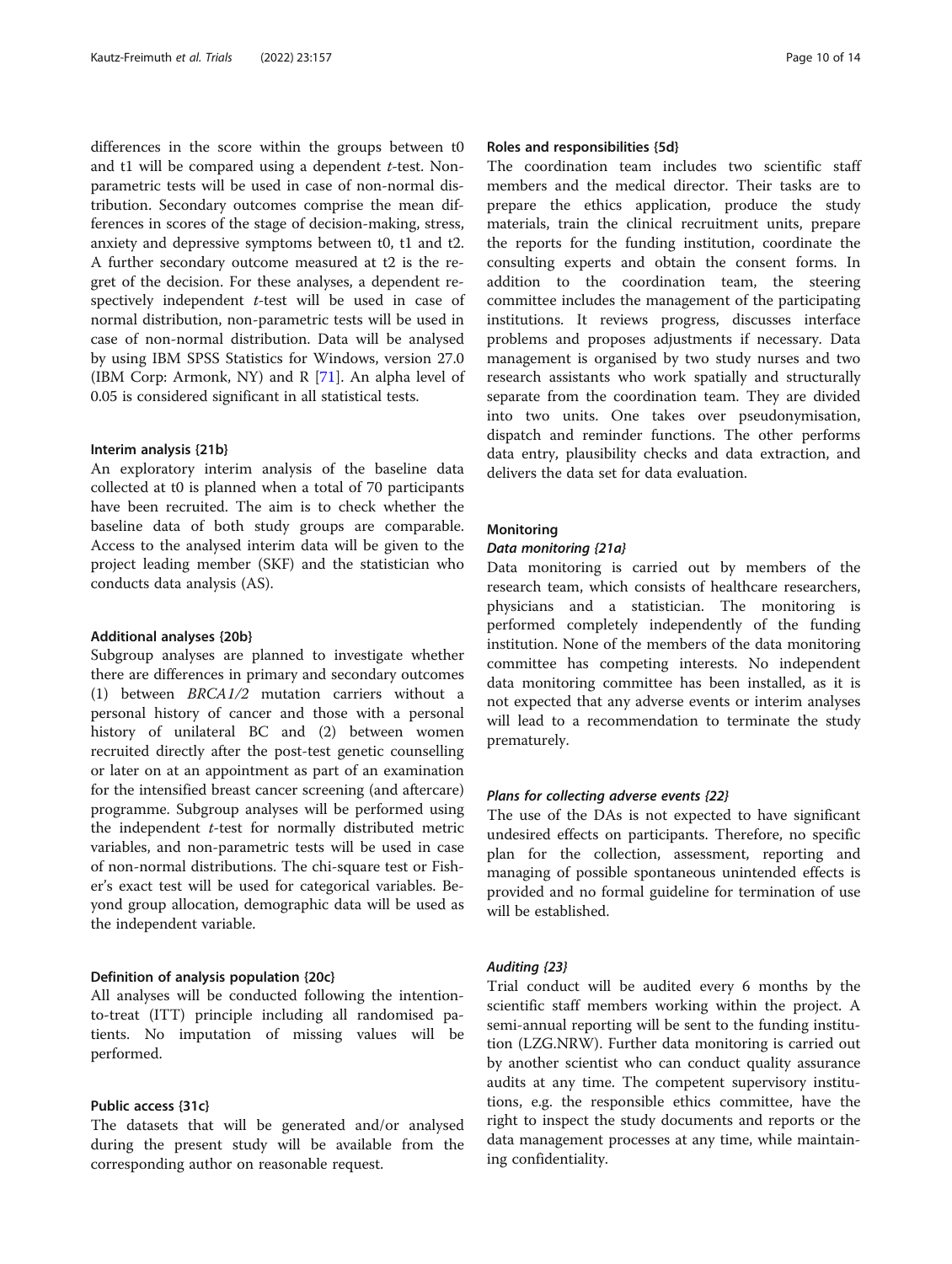differences in the score within the groups between t0 and t1 will be compared using a dependent *t*-test. Non-parametric tests will be used in case of non-normal distribution. Secondary outcomes comprise the mean differences in scores of the stage of decision-making, stress, anxiety and depressive symptoms between t0, t1 and t2. A further secondary outcome measured at t2 is the regret of the decision. For these analyses, a dependent respectively independent *t*-test will be used in case of normal distribution, non-parametric tests will be used in case of non-normal distribution. Data will be analysed by using IBM SPSS Statistics for Windows, version 27.0 (IBM Corp: Armonk, NY) and R [71]. An alpha level of 0.05 is considered significant in all statistical tests.

### Interim analysis {21b}

An exploratory interim analysis of the baseline data collected at t0 is planned when a total of 70 participants have been recruited. The aim is to check whether the baseline data of both study groups are comparable. Access to the analysed interim data will be given to the project leading member (SKF) and the statistician who conducts data analysis (AS).

### Additional analyses {20b}

Subgroup analyses are planned to investigate whether there are differences in primary and secondary outcomes (1) between *BRCA1/2* mutation carriers without a personal history of cancer and those with a personal history of unilateral BC and (2) between women recruited directly after the post-test genetic counselling or later on at an appointment as part of an examination for the intensified breast cancer screening (and aftercare) programme. Subgroup analyses will be performed using the independent *t*-test for normally distributed metric variables, and non-parametric tests will be used in case of non-normal distributions. The chi-square test or Fisher's exact test will be used for categorical variables. Beyond group allocation, demographic data will be used as the independent variable.

### Definition of analysis population {20c}

All analyses will be conducted following the intention-to-treat (ITT) principle including all randomised patients. No imputation of missing values will be performed.

### Public access {31c}

The datasets that will be generated and/or analysed during the present study will be available from the corresponding author on reasonable request.

### Roles and responsibilities {5d}

The coordination team includes two scientific staff members and the medical director. Their tasks are to prepare the ethics application, produce the study materials, train the clinical recruitment units, prepare the reports for the funding institution, coordinate the consulting experts and obtain the consent forms. In addition to the coordination team, the steering committee includes the management of the participating institutions. It reviews progress, discusses interface problems and proposes adjustments if necessary. Data management is organised by two study nurses and two research assistants who work spatially and structurally separate from the coordination team. They are divided into two units. One takes over pseudonymisation, dispatch and reminder functions. The other performs data entry, plausibility checks and data extraction, and delivers the data set for data evaluation.

## Monitoring

#### *Data monitoring {21a}*

Data monitoring is carried out by members of the research team, which consists of healthcare researchers, physicians and a statistician. The monitoring is performed completely independently of the funding institution. None of the members of the data monitoring committee has competing interests. No independent data monitoring committee has been installed, as it is not expected that any adverse events or interim analyses will lead to a recommendation to terminate the study prematurely.

#### *Plans for collecting adverse events {22}*

The use of the DAs is not expected to have significant undesired effects on participants. Therefore, no specific plan for the collection, assessment, reporting and managing of possible spontaneous unintended effects is provided and no formal guideline for termination of use will be established.

#### *Auditing {23}*

Trial conduct will be audited every 6 months by the scientific staff members working within the project. A semi-annual reporting will be sent to the funding institution (LZG.NRW). Further data monitoring is carried out by another scientist who can conduct quality assurance audits at any time. The competent supervisory institutions, e.g. the responsible ethics committee, have the right to inspect the study documents and reports or the data management processes at any time, while maintaining confidentiality.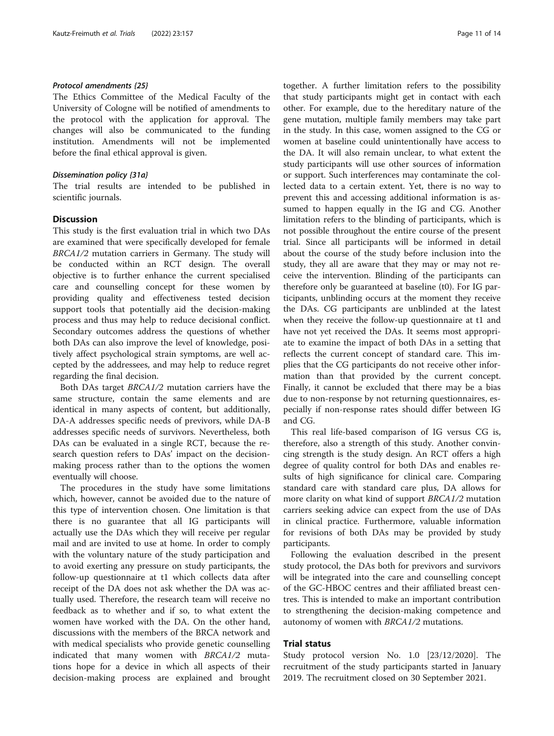#### *Protocol amendments {25}*

The Ethics Committee of the Medical Faculty of the University of Cologne will be notified of amendments to the protocol with the application for approval. The changes will also be communicated to the funding institution. Amendments will not be implemented before the final ethical approval is given.

#### *Dissemination policy {31a}*

The trial results are intended to be published in scientific journals.

## Discussion

This study is the first evaluation trial in which two DAs are examined that were specifically developed for female *BRCA1/2* mutation carriers in Germany. The study will be conducted within an RCT design. The overall objective is to further enhance the current specialised care and counselling concept for these women by providing quality and effectiveness tested decision support tools that potentially aid the decision-making process and thus may help to reduce decisional conflict. Secondary outcomes address the questions of whether both DAs can also improve the level of knowledge, positively affect psychological strain symptoms, are well accepted by the addressees, and may help to reduce regret regarding the final decision.

Both DAs target *BRCA1/2* mutation carriers have the same structure, contain the same elements and are identical in many aspects of content, but additionally, DA-A addresses specific needs of previvors, while DA-B addresses specific needs of survivors. Nevertheless, both DAs can be evaluated in a single RCT, because the research question refers to DAs' impact on the decision-making process rather than to the options the women eventually will choose.

The procedures in the study have some limitations which, however, cannot be avoided due to the nature of this type of intervention chosen. One limitation is that there is no guarantee that all IG participants will actually use the DAs which they will receive per regular mail and are invited to use at home. In order to comply with the voluntary nature of the study participation and to avoid exerting any pressure on study participants, the follow-up questionnaire at t1 which collects data after receipt of the DA does not ask whether the DA was actually used. Therefore, the research team will receive no feedback as to whether and if so, to what extent the women have worked with the DA. On the other hand, discussions with the members of the BRCA network and with medical specialists who provide genetic counselling indicated that many women with *BRCA1/2* mutations hope for a device in which all aspects of their decision-making process are explained and brought together. A further limitation refers to the possibility that study participants might get in contact with each other. For example, due to the hereditary nature of the gene mutation, multiple family members may take part in the study. In this case, women assigned to the CG or women at baseline could unintentionally have access to the DA. It will also remain unclear, to what extent the study participants will use other sources of information or support. Such interferences may contaminate the collected data to a certain extent. Yet, there is no way to prevent this and accessing additional information is assumed to happen equally in the IG and CG. Another limitation refers to the blinding of participants, which is not possible throughout the entire course of the present trial. Since all participants will be informed in detail about the course of the study before inclusion into the study, they all are aware that they may or may not receive the intervention. Blinding of the participants can therefore only be guaranteed at baseline (t0). For IG participants, unblinding occurs at the moment they receive the DAs. CG participants are unblinded at the latest when they receive the follow-up questionnaire at t1 and have not yet received the DAs. It seems most appropriate to examine the impact of both DAs in a setting that reflects the current concept of standard care. This implies that the CG participants do not receive other information than that provided by the current concept. Finally, it cannot be excluded that there may be a bias due to non-response by not returning questionnaires, especially if non-response rates should differ between IG and CG.

This real life-based comparison of IG versus CG is, therefore, also a strength of this study. Another convincing strength is the study design. An RCT offers a high degree of quality control for both DAs and enables results of high significance for clinical care. Comparing standard care with standard care plus, DA allows for more clarity on what kind of support *BRCA1/2* mutation carriers seeking advice can expect from the use of DAs in clinical practice. Furthermore, valuable information for revisions of both DAs may be provided by study participants.

Following the evaluation described in the present study protocol, the DAs both for previvors and survivors will be integrated into the care and counselling concept of the GC-HBOC centres and their affiliated breast centres. This is intended to make an important contribution to strengthening the decision-making competence and autonomy of women with *BRCA1/2* mutations.

## Trial status

Study protocol version No. 1.0 [23/12/2020]. The recruitment of the study participants started in January 2019. The recruitment closed on 30 September 2021.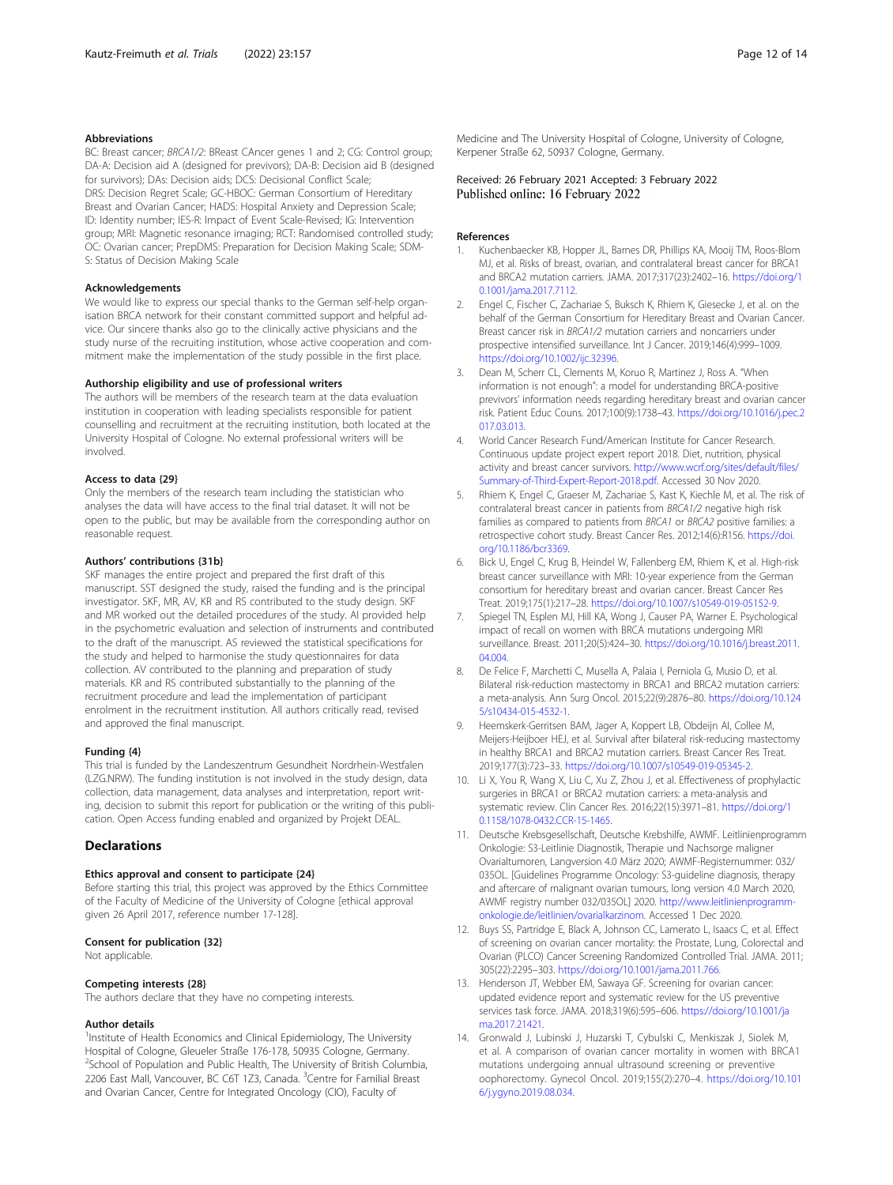#### Abbreviations

BC: Breast cancer; *BRCA1/2*: BReast CAncer genes 1 and 2; CG: Control group; DA-A: Decision aid A (designed for previvors); DA-B: Decision aid B (designed for survivors); DAs: Decision aids; DCS: Decisional Conflict Scale; DRS: Decision Regret Scale; GC-HBOC: German Consortium of Hereditary Breast and Ovarian Cancer; HADS: Hospital Anxiety and Depression Scale; ID: Identity number; IES-R: Impact of Event Scale-Revised; IG: Intervention group; MRI: Magnetic resonance imaging; RCT: Randomised controlled study; OC: Ovarian cancer; PrepDMS: Preparation for Decision Making Scale; SDM-S: Status of Decision Making Scale

#### Acknowledgements

We would like to express our special thanks to the German self-help organisation BRCA network for their constant committed support and helpful advice. Our sincere thanks also go to the clinically active physicians and the study nurse of the recruiting institution, whose active cooperation and commitment make the implementation of the study possible in the first place.

#### Authorship eligibility and use of professional writers

The authors will be members of the research team at the data evaluation institution in cooperation with leading specialists responsible for patient counselling and recruitment at the recruiting institution, both located at the University Hospital of Cologne. No external professional writers will be involved.

#### Access to data {29}

Only the members of the research team including the statistician who analyses the data will have access to the final trial dataset. It will not be open to the public, but may be available from the corresponding author on reasonable request.

#### Authors' contributions {31b}

SKF manages the entire project and prepared the first draft of this manuscript. SST designed the study, raised the funding and is the principal investigator. SKF, MR, AV, KR and RS contributed to the study design. SKF and MR worked out the detailed procedures of the study. AI provided help in the psychometric evaluation and selection of instruments and contributed to the draft of the manuscript. AS reviewed the statistical specifications for the study and helped to harmonise the study questionnaires for data collection. AV contributed to the planning and preparation of study materials. KR and RS contributed substantially to the planning of the recruitment procedure and lead the implementation of participant enrolment in the recruitment institution. All authors critically read, revised and approved the final manuscript.

#### Funding {4}

This trial is funded by the Landeszentrum Gesundheit Nordrhein-Westfalen (LZG.NRW). The funding institution is not involved in the study design, data collection, data management, data analyses and interpretation, report writing, decision to submit this report for publication or the writing of this publication. Open Access funding enabled and organized by Projekt DEAL.

## Declarations

#### Ethics approval and consent to participate {24}

Before starting this trial, this project was approved by the Ethics Committee of the Faculty of Medicine of the University of Cologne [ethical approval given 26 April 2017, reference number 17-128].

#### Consent for publication {32}

Not applicable.

#### Competing interests {28}

The authors declare that they have no competing interests.

#### Author details

[1]Institute of Health Economics and Clinical Epidemiology, The University Hospital of Cologne, Gleueler Straße 176-178, 50935 Cologne, Germany. [2]School of Population and Public Health, The University of British Columbia, 2206 East Mall, Vancouver, BC C6T 1Z3, Canada. [3]Centre for Familial Breast and Ovarian Cancer, Centre for Integrated Oncology (CIO), Faculty of Medicine and The University Hospital of Cologne, University of Cologne, Kerpener Straße 62, 50937 Cologne, Germany.

Received: 26 February 2021 Accepted: 3 February 2022
Published online: 16 February 2022

#### References

1. Kuchenbaecker KB, Hopper JL, Barnes DR, Phillips KA, Mooij TM, Roos-Blom MJ, et al. Risks of breast, ovarian, and contralateral breast cancer for BRCA1 and BRCA2 mutation carriers. JAMA. 2017;317(23):2402–16. https://doi.org/10.1001/jama.2017.7112.
2. Engel C, Fischer C, Zachariae S, Bucksch K, Rhiem K, Giesecke J, et al. on the behalf of the German Consortium for Hereditary Breast and Ovarian Cancer. Breast cancer risk in *BRCA1/2* mutation carriers and noncarriers under prospective intensified surveillance. Int J Cancer. 2019;146(4):999–1009. https://doi.org/10.1002/ijc.32396.
3. Dean M, Scherr CL, Clements M, Koruo R, Martinez J, Ross A. "When information is not enough": a model for understanding BRCA-positive previvors' information needs regarding hereditary breast and ovarian cancer risk. Patient Educ Couns. 2017;100(9):1738–43. https://doi.org/10.1016/j.pec.2017.03.013.
4. World Cancer Research Fund/American Institute for Cancer Research. Continuous update project expert report 2018. Diet, nutrition, physical activity and breast cancer survivors. http://www.wcrf.org/sites/default/files/Summary-of-Third-Expert-Report-2018.pdf. Accessed 30 Nov 2020.
5. Rhiem K, Engel C, Graeser M, Zachariae S, Kast K, Kiechle M, et al. The risk of contralateral breast cancer in patients from *BRCA1/2* negative high risk families as compared to patients from *BRCA1* or *BRCA2* positive families: a retrospective cohort study. Breast Cancer Res. 2012;14(6):R156. https://doi.org/10.1186/bcr3369.
6. Bick U, Engel C, Krug B, Heindel W, Fallenberg EM, Rhiem K, et al. High-risk breast cancer surveillance with MRI: 10-year experience from the German consortium for hereditary breast and ovarian cancer. Breast Cancer Res Treat. 2019;175(1):217–28. https://doi.org/10.1007/s10549-019-05152-9.
7. Spiegel TN, Esplen MJ, Hill KA, Wong J, Causer PA, Warner E. Psychological impact of recall on women with BRCA mutations undergoing MRI surveillance. Breast. 2011;20(5):424–30. https://doi.org/10.1016/j.breast.2011.04.004.
8. De Felice F, Marchetti C, Musella A, Palaia I, Perniola G, Musio D, et al. Bilateral risk-reduction mastectomy in BRCA1 and BRCA2 mutation carriers: a meta-analysis. Ann Surg Oncol. 2015;22(9):2876–80. https://doi.org/10.1245/s10434-015-4532-1.
9. Heemskerk-Gerritsen BAM, Jager A, Koppert LB, Obdeijn AI, Collee M, Meijers-Heijboer HEJ, et al. Survival after bilateral risk-reducing mastectomy in healthy BRCA1 and BRCA2 mutation carriers. Breast Cancer Res Treat. 2019;177(3):723–33. https://doi.org/10.1007/s10549-019-05345-2.
10. Li X, You R, Wang X, Liu C, Xu Z, Zhou J, et al. Effectiveness of prophylactic surgeries in BRCA1 or BRCA2 mutation carriers: a meta-analysis and systematic review. Clin Cancer Res. 2016;22(15):3971–81. https://doi.org/10.1158/1078-0432.CCR-15-1465.
11. Deutsche Krebsgesellschaft, Deutsche Krebshilfe, AWMF. Leitlinienprogramm Onkologie: S3-Leitlinie Diagnostik, Therapie und Nachsorge maligner Ovarialtumoren, Langversion 4.0 März 2020; AWMF-Registernummer: 032/035OL. [Guidelines Programme Oncology: S3-guideline diagnosis, therapy and aftercare of malignant ovarian tumours, long version 4.0 March 2020, AWMF registry number 032/035OL] 2020. http://www.leitlinienprogramm-onkologie.de/leitlinien/ovarialkarzinom. Accessed 1 Dec 2020.
12. Buys SS, Partridge E, Black A, Johnson CC, Lamerato L, Isaacs C, et al. Effect of screening on ovarian cancer mortality: the Prostate, Lung, Colorectal and Ovarian (PLCO) Cancer Screening Randomized Controlled Trial. JAMA. 2011;305(22):2295–303. https://doi.org/10.1001/jama.2011.766.
13. Henderson JT, Webber EM, Sawaya GF. Screening for ovarian cancer: updated evidence report and systematic review for the US preventive services task force. JAMA. 2018;319(6):595–606. https://doi.org/10.1001/jama.2017.21421.
14. Gronwald J, Lubinski J, Huzarski T, Cybulski C, Menkiszak J, Siolek M, et al. A comparison of ovarian cancer mortality in women with BRCA1 mutations undergoing annual ultrasound screening or preventive oophorectomy. Gynecol Oncol. 2019;155(2):270–4. https://doi.org/10.1016/j.ygyno.2019.08.034.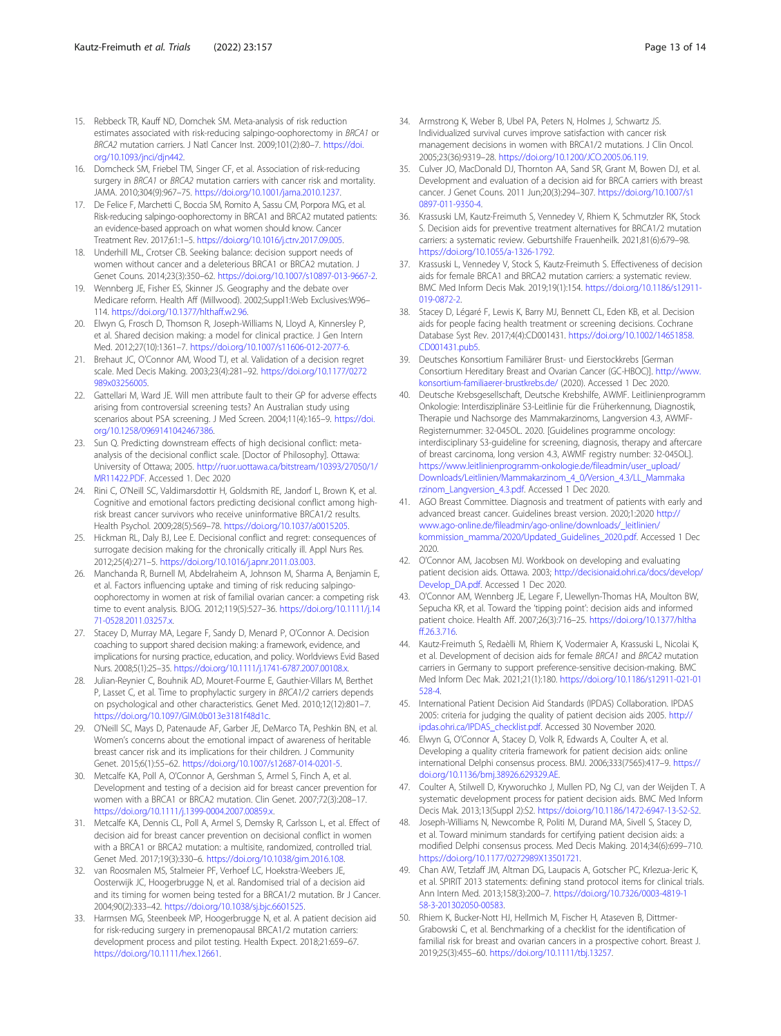15. Rebbeck TR, Kauff ND, Domchek SM. Meta-analysis of risk reduction estimates associated with risk-reducing salpingo-oophorectomy in *BRCA1* or *BRCA2* mutation carriers. J Natl Cancer Inst. 2009;101(2):80–7. https://doi.org/10.1093/jnci/djn442.
16. Domcheck SM, Friebel TM, Singer CF, et al. Association of risk-reducing surgery in *BRCA1* or *BRCA2* mutation carriers with cancer risk and mortality. JAMA. 2010;304(9):967–75. https://doi.org/10.1001/jama.2010.1237.
17. De Felice F, Marchetti C, Boccia SM, Romito A, Sassu CM, Porpora MG, et al. Risk-reducing salpingo-oophorectomy in BRCA1 and BRCA2 mutated patients: an evidence-based approach on what women should know. Cancer Treatment Rev. 2017;61:1–5. https://doi.org/10.1016/j.ctrv.2017.09.005.
18. Underhill ML, Crotser CB. Seeking balance: decision support needs of women without cancer and a deleterious BRCA1 or BRCA2 mutation. J Genet Couns. 2014;23(3):350–62. https://doi.org/10.1007/s10897-013-9667-2.
19. Wennberg JE, Fisher ES, Skinner JS. Geography and the debate over Medicare reform. Health Aff (Millwood). 2002;Suppl1:Web Exclusives:W96–114. https://doi.org/10.1377/hlthaff.w2.96.
20. Elwyn G, Frosch D, Thomson R, Joseph-Williams N, Lloyd A, Kinnersley P, et al. Shared decision making: a model for clinical practice. J Gen Intern Med. 2012;27(10):1361–7. https://doi.org/10.1007/s11606-012-2077-6.
21. Brehaut JC, O'Connor AM, Wood TJ, et al. Validation of a decision regret scale. Med Decis Making. 2003;23(4):281–92. https://doi.org/10.1177/0272989x03256005.
22. Gattellari M, Ward JE. Will men attribute fault to their GP for adverse effects arising from controversial screening tests? An Australian study using scenarios about PSA screening. J Med Screen. 2004;11(4):165–9. https://doi.org/10.1258/0969141042467386.
23. Sun Q. Predicting downstream effects of high decisional conflict: meta-analysis of the decisional conflict scale. [Doctor of Philosophy]. Ottawa: University of Ottawa; 2005. http://ruor.uottawa.ca/bitstream/10393/27050/1/MR11422.PDF. Accessed 1. Dec 2020
24. Rini C, O'Neill SC, Valdimarsdottir H, Goldsmith RE, Jandorf L, Brown K, et al. Cognitive and emotional factors predicting decisional conflict among high-risk breast cancer survivors who receive uninformative BRCA1/2 results. Health Psychol. 2009;28(5):569–78. https://doi.org/10.1037/a0015205.
25. Hickman RL, Daly BJ, Lee E. Decisional conflict and regret: consequences of surrogate decision making for the chronically critically ill. Appl Nurs Res. 2012;25(4):271–5. https://doi.org/10.1016/j.apnr.2011.03.003.
26. Manchanda R, Burnell M, Abdelraheim A, Johnson M, Sharma A, Benjamin E, et al. Factors influencing uptake and timing of risk reducing salpingo-oophorectomy in women at risk of familial ovarian cancer: a competing risk time to event analysis. BJOG. 2012;119(5):527–36. https://doi.org/10.1111/j.1471-0528.2011.03257.x.
27. Stacey D, Murray MA, Legare F, Sandy D, Menard P, O'Connor A. Decision coaching to support shared decision making: a framework, evidence, and implications for nursing practice, education, and policy. Worldviews Evid Based Nurs. 2008;5(1):25–35. https://doi.org/10.1111/j.1741-6787.2007.00108.x.
28. Julian-Reynier C, Bouhnik AD, Mouret-Fourme E, Gauthier-Villars M, Berthet P, Lasset C, et al. Time to prophylactic surgery in *BRCA1/2* carriers depends on psychological and other characteristics. Genet Med. 2010;12(12):801–7. https://doi.org/10.1097/GIM.0b013e3181f48d1c.
29. O'Neill SC, Mays D, Patenaude AF, Garber JE, DeMarco TA, Peshkin BN, et al. Women's concerns about the emotional impact of awareness of heritable breast cancer risk and its implications for their children. J Community Genet. 2015;6(1):55–62. https://doi.org/10.1007/s12687-014-0201-5.
30. Metcalfe KA, Poll A, O'Connor A, Gershman S, Armel S, Finch A, et al. Development and testing of a decision aid for breast cancer prevention for women with a BRCA1 or BRCA2 mutation. Clin Genet. 2007;72(3):208–17. https://doi.org/10.1111/j.1399-0004.2007.00859.x.
31. Metcalfe KA, Dennis CL, Poll A, Armel S, Demsky R, Carlsson L, et al. Effect of decision aid for breast cancer prevention on decisional conflict in women with a BRCA1 or BRCA2 mutation: a multisite, randomized, controlled trial. Genet Med. 2017;19(3):330–6. https://doi.org/10.1038/gim.2016.108.
32. van Roosmalen MS, Stalmeier PF, Verhoef LC, Hoekstra-Weebers JE, Oosterwijk JC, Hoogerbrugge N, et al. Randomised trial of a decision aid and its timing for women being tested for a BRCA1/2 mutation. Br J Cancer. 2004;90(2):333–42. https://doi.org/10.1038/sj.bjc.6601525.
33. Harmsen MG, Steenbeek MP, Hoogerbrugge N, et al. A patient decision aid for risk-reducing surgery in premenopausal BRCA1/2 mutation carriers: development process and pilot testing. Health Expect. 2018;21:659–67. https://doi.org/10.1111/hex.12661.
34. Armstrong K, Weber B, Ubel PA, Peters N, Holmes J, Schwartz JS. Individualized survival curves improve satisfaction with cancer risk management decisions in women with BRCA1/2 mutations. J Clin Oncol. 2005;23(36):9319–28. https://doi.org/10.1200/JCO.2005.06.119.
35. Culver JO, MacDonald DJ, Thornton AA, Sand SR, Grant M, Bowen DJ, et al. Development and evaluation of a decision aid for BRCA carriers with breast cancer. J Genet Couns. 2011 Jun;20(3):294–307. https://doi.org/10.1007/s10897-011-9350-4.
36. Krassuski LM, Kautz-Freimuth S, Vennedey V, Rhiem K, Schmutzler RK, Stock S. Decision aids for preventive treatment alternatives for BRCA1/2 mutation carriers: a systematic review. Geburtshilfe Frauenheilk. 2021;81(6):679–98. https://doi.org/10.1055/a-1326-1792.
37. Krassuski L, Vennedey V, Stock S, Kautz-Freimuth S. Effectiveness of decision aids for female BRCA1 and BRCA2 mutation carriers: a systematic review. BMC Med Inform Decis Mak. 2019;19(1):154. https://doi.org/10.1186/s12911-019-0872-2.
38. Stacey D, Légaré F, Lewis K, Barry MJ, Bennett CL, Eden KB, et al. Decision aids for people facing health treatment or screening decisions. Cochrane Database Syst Rev. 2017;4(4):CD001431. https://doi.org/10.1002/14651858.CD001431.pub5.
39. Deutsches Konsortium Familiärer Brust- und Eierstockkrebs [German Consortium Hereditary Breast and Ovarian Cancer (GC-HBOC)]. http://www.konsortium-familiaerer-brustkrebs.de/ (2020). Accessed 1 Dec 2020.
40. Deutsche Krebsgesellschaft, Deutsche Krebshilfe, AWMF. Leitlinienprogramm Onkologie: Interdisziplinäre S3-Leitlinie für die Früherkennung, Diagnostik, Therapie und Nachsorge des Mammakarzinoms, Langversion 4.3, AWMF-Registernummer: 32-045OL. 2020. [Guidelines programme oncology: interdisciplinary S3-guideline for screening, diagnosis, therapy and aftercare of breast carcinoma, long version 4.3, AWMF registry number: 32-045OL]. https://www.leitlinienprogramm-onkologie.de/fileadmin/user_upload/Downloads/Leitlinien/Mammakarzinom_4_0/Version_4.3/LL_Mammakarzinom_Langversion_4.3.pdf. Accessed 1 Dec 2020.
41. AGO Breast Committee. Diagnosis and treatment of patients with early and advanced breast cancer. Guidelines breast version. 2020;1:2020 http://www.ago-online.de/fileadmin/ago-online/downloads/_leitlinien/kommission_mamma/2020/Updated_Guidelines_2020.pdf. Accessed 1 Dec 2020.
42. O'Connor AM, Jacobsen MJ. Workbook on developing and evaluating patient decision aids. Ottawa. 2003; http://decisionaid.ohri.ca/docs/develop/Develop_DA.pdf. Accessed 1 Dec 2020.
43. O'Connor AM, Wennberg JE, Legare F, Llewellyn-Thomas HA, Moulton BW, Sepucha KR, et al. Toward the 'tipping point': decision aids and informed patient choice. Health Aff. 2007;26(3):716–25. https://doi.org/10.1377/hlthaff.26.3.716.
44. Kautz-Freimuth S, Redaèlli M, Rhiem K, Vodermaier A, Krassuski L, Nicolai K, et al. Development of decision aids for female *BRCA1* and *BRCA2* mutation carriers in Germany to support preference-sensitive decision-making. BMC Med Inform Dec Mak. 2021;21(1):180. https://doi.org/10.1186/s12911-021-01528-4.
45. International Patient Decision Aid Standards (IPDAS) Collaboration. IPDAS 2005: criteria for judging the quality of patient decision aids 2005. http://ipdas.ohri.ca/IPDAS_checklist.pdf. Accessed 30 November 2020.
46. Elwyn G, O'Connor A, Stacey D, Volk R, Edwards A, Coulter A, et al. Developing a quality criteria framework for patient decision aids: online international Delphi consensus process. BMJ. 2006;333(7565):417–9. https://doi.org/10.1136/bmj.38926.629329.AE.
47. Coulter A, Stilwell D, Kryworuchko J, Mullen PD, Ng CJ, van der Weijden T. A systematic development process for patient decision aids. BMC Med Inform Decis Mak. 2013;13(Suppl 2):S2. https://doi.org/10.1186/1472-6947-13-S2-S2.
48. Joseph-Williams N, Newcombe R, Politi M, Durand MA, Sivell S, Stacey D, et al. Toward minimum standards for certifying patient decision aids: a modified Delphi consensus process. Med Decis Making. 2014;34(6):699–710. https://doi.org/10.1177/0272989X13501721.
49. Chan AW, Tetzlaff JM, Altman DG, Laupacis A, Gotscher PC, Krlezua-Jeric K, et al. SPIRIT 2013 statements: defining stand protocol items for clinical trials. Ann Intern Med. 2013;158(3):200–7. https://doi.org/10.7326/0003-4819-158-3-201302050-00583.
50. Rhiem K, Bucker-Nott HJ, Hellmich M, Fischer H, Ataseven B, Dittmer-Grabowski C, et al. Benchmarking of a checklist for the identification of familial risk for breast and ovarian cancers in a prospective cohort. Breast J. 2019;25(3):455–60. https://doi.org/10.1111/tbj.13257.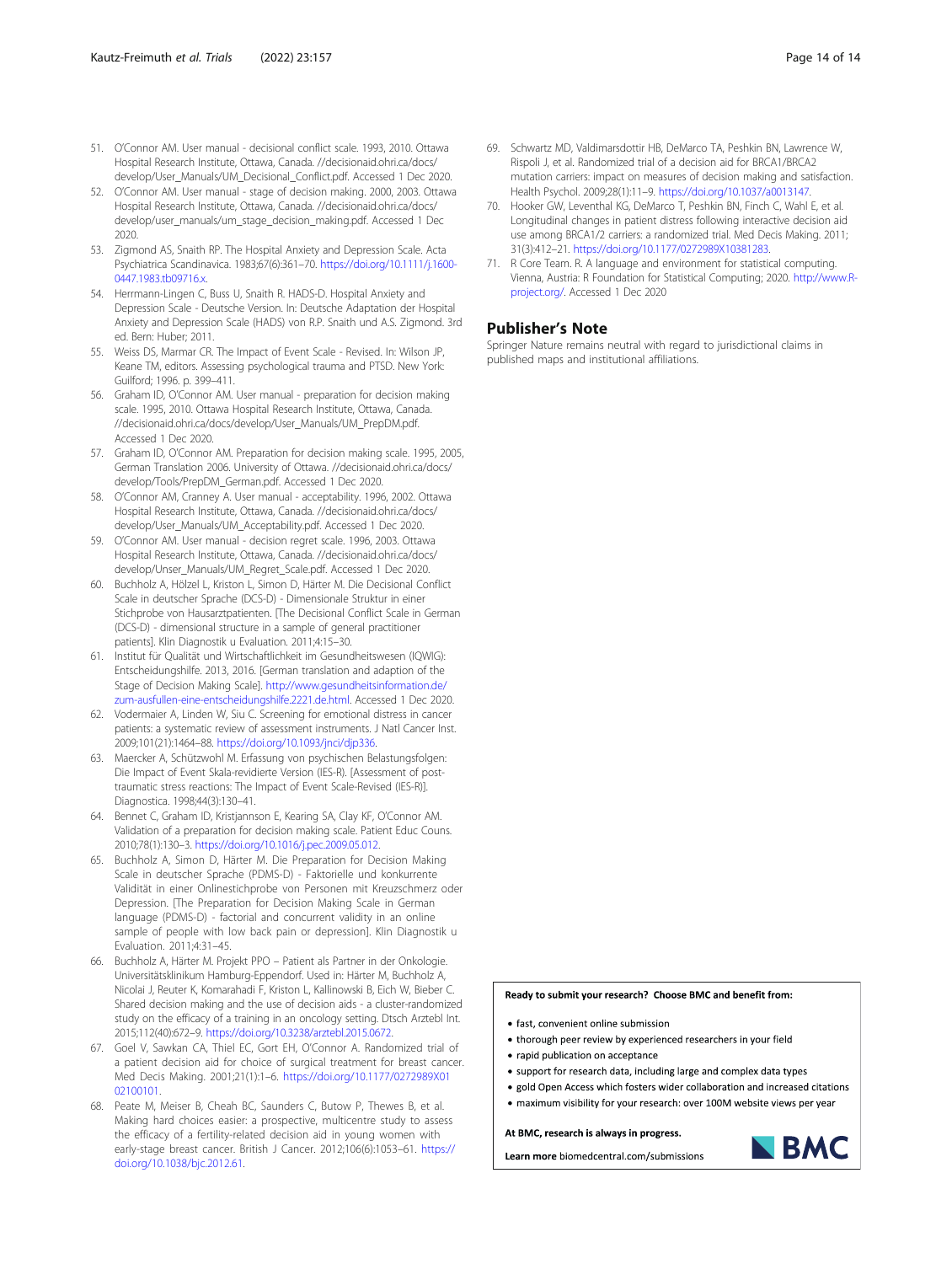51. O'Connor AM. User manual - decisional conflict scale. 1993, 2010. Ottawa Hospital Research Institute, Ottawa, Canada. //decisionaid.ohri.ca/docs/develop/User_Manuals/UM_Decisional_Conflict.pdf. Accessed 1 Dec 2020.
52. O'Connor AM. User manual - stage of decision making. 2000, 2003. Ottawa Hospital Research Institute, Ottawa, Canada. //decisionaid.ohri.ca/docs/develop/user_manuals/um_stage_decision_making.pdf. Accessed 1 Dec 2020.
53. Zigmond AS, Snaith RP. The Hospital Anxiety and Depression Scale. Acta Psychiatrica Scandinavica. 1983;67(6):361–70. https://doi.org/10.1111/j.1600-0447.1983.tb09716.x.
54. Herrmann-Lingen C, Buss U, Snaith R. HADS-D. Hospital Anxiety and Depression Scale - Deutsche Version. In: Deutsche Adaptation der Hospital Anxiety and Depression Scale (HADS) von R.P. Snaith und A.S. Zigmond. 3rd ed. Bern: Huber; 2011.
55. Weiss DS, Marmar CR. The Impact of Event Scale - Revised. In: Wilson JP, Keane TM, editors. Assessing psychological trauma and PTSD. New York: Guilford; 1996. p. 399–411.
56. Graham ID, O'Connor AM. User manual - preparation for decision making scale. 1995, 2010. Ottawa Hospital Research Institute, Ottawa, Canada. //decisionaid.ohri.ca/docs/develop/User_Manuals/UM_PrepDM.pdf. Accessed 1 Dec 2020.
57. Graham ID, O'Connor AM. Preparation for decision making scale. 1995, 2005, German Translation 2006. University of Ottawa. //decisionaid.ohri.ca/docs/develop/Tools/PrepDM_German.pdf. Accessed 1 Dec 2020.
58. O'Connor AM, Cranney A. User manual - acceptability. 1996, 2002. Ottawa Hospital Research Institute, Ottawa, Canada. //decisionaid.ohri.ca/docs/develop/User_Manuals/UM_Acceptability.pdf. Accessed 1 Dec 2020.
59. O'Connor AM. User manual - decision regret scale. 1996, 2003. Ottawa Hospital Research Institute, Ottawa, Canada. //decisionaid.ohri.ca/docs/develop/Unser_Manuals/UM_Regret_Scale.pdf. Accessed 1 Dec 2020.
60. Buchholz A, Hölzel L, Kriston L, Simon D, Härter M. Die Decisional Conflict Scale in deutscher Sprache (DCS-D) - Dimensionale Struktur in einer Stichprobe von Hausarztpatienten. [The Decisional Conflict Scale in German (DCS-D) - dimensional structure in a sample of general practitioner patients]. Klin Diagnostik u Evaluation. 2011;4:15–30.
61. Institut für Qualität und Wirtschaftlichkeit im Gesundheitswesen (IQWIG): Entscheidungshilfe. 2013, 2016. [German translation and adaption of the Stage of Decision Making Scale]. http://www.gesundheitsinformation.de/zum-ausfullen-eine-entscheidungshilfe.2221.de.html. Accessed 1 Dec 2020.
62. Vodermaier A, Linden W, Siu C. Screening for emotional distress in cancer patients: a systematic review of assessment instruments. J Natl Cancer Inst. 2009;101(21):1464–88. https://doi.org/10.1093/jnci/djp336.
63. Maercker A, Schützwohl M. Erfassung von psychischen Belastungsfolgen: Die Impact of Event Skala-revidierte Version (IES-R). [Assessment of post-traumatic stress reactions: The Impact of Event Scale-Revised (IES-R)]. Diagnostica. 1998;44(3):130–41.
64. Bennet C, Graham ID, Kristjannson E, Kearing SA, Clay KF, O'Connor AM. Validation of a preparation for decision making scale. Patient Educ Couns. 2010;78(1):130–3. https://doi.org/10.1016/j.pec.2009.05.012.
65. Buchholz A, Simon D, Härter M. Die Preparation for Decision Making Scale in deutscher Sprache (PDMS-D) - Faktorielle und konkurrente Validität in einer Onlinestichprobe von Personen mit Kreuzschmerz oder Depression. [The Preparation for Decision Making Scale in German language (PDMS-D) - factorial and concurrent validity in an online sample of people with low back pain or depression]. Klin Diagnostik u Evaluation. 2011;4:31–45.
66. Buchholz A, Härter M. Projekt PPO – Patient als Partner in der Onkologie. Universitätsklinikum Hamburg-Eppendorf. Used in: Härter M, Buchholz A, Nicolai J, Reuter K, Komarahadi F, Kriston L, Kallinowski B, Eich W, Bieber C. Shared decision making and the use of decision aids - a cluster-randomized study on the efficacy of a training in an oncology setting. Dtsch Arztebl Int. 2015;112(40):672–9. https://doi.org/10.3238/arztebl.2015.0672.
67. Goel V, Sawkan CA, Thiel EC, Gort EH, O'Connor A. Randomized trial of a patient decision aid for choice of surgical treatment for breast cancer. Med Decis Making. 2001;21(1):1–6. https://doi.org/10.1177/0272989X0102100101.
68. Peate M, Meiser B, Cheah BC, Saunders C, Butow P, Thewes B, et al. Making hard choices easier: a prospective, multicentre study to assess the efficacy of a fertility-related decision aid in young women with early-stage breast cancer. British J Cancer. 2012;106(6):1053–61. https://doi.org/10.1038/bjc.2012.61.
69. Schwartz MD, Valdimarsdottir HB, DeMarco TA, Peshkin BN, Lawrence W, Rispoli J, et al. Randomized trial of a decision aid for BRCA1/BRCA2 mutation carriers: impact on measures of decision making and satisfaction. Health Psychol. 2009;28(1):11–9. https://doi.org/10.1037/a0013147.
70. Hooker GW, Leventhal KG, DeMarco T, Peshkin BN, Finch C, Wahl E, et al. Longitudinal changes in patient distress following interactive decision aid use among BRCA1/2 carriers: a randomized trial. Med Decis Making. 2011;31(3):412–21. https://doi.org/10.1177/0272989X10381283.
71. R Core Team. R. A language and environment for statistical computing. Vienna, Austria: R Foundation for Statistical Computing; 2020. http://www.R-project.org/. Accessed 1 Dec 2020

## Publisher's Note

Springer Nature remains neutral with regard to jurisdictional claims in published maps and institutional affiliations.

**Ready to submit your research? Choose BMC and benefit from:**

- fast, convenient online submission
- thorough peer review by experienced researchers in your field
- rapid publication on acceptance
- support for research data, including large and complex data types
- gold Open Access which fosters wider collaboration and increased citations
- maximum visibility for your research: over 100M website views per year

**At BMC, research is always in progress.**

**Learn more** biomedcentral.com/submissions

BMC